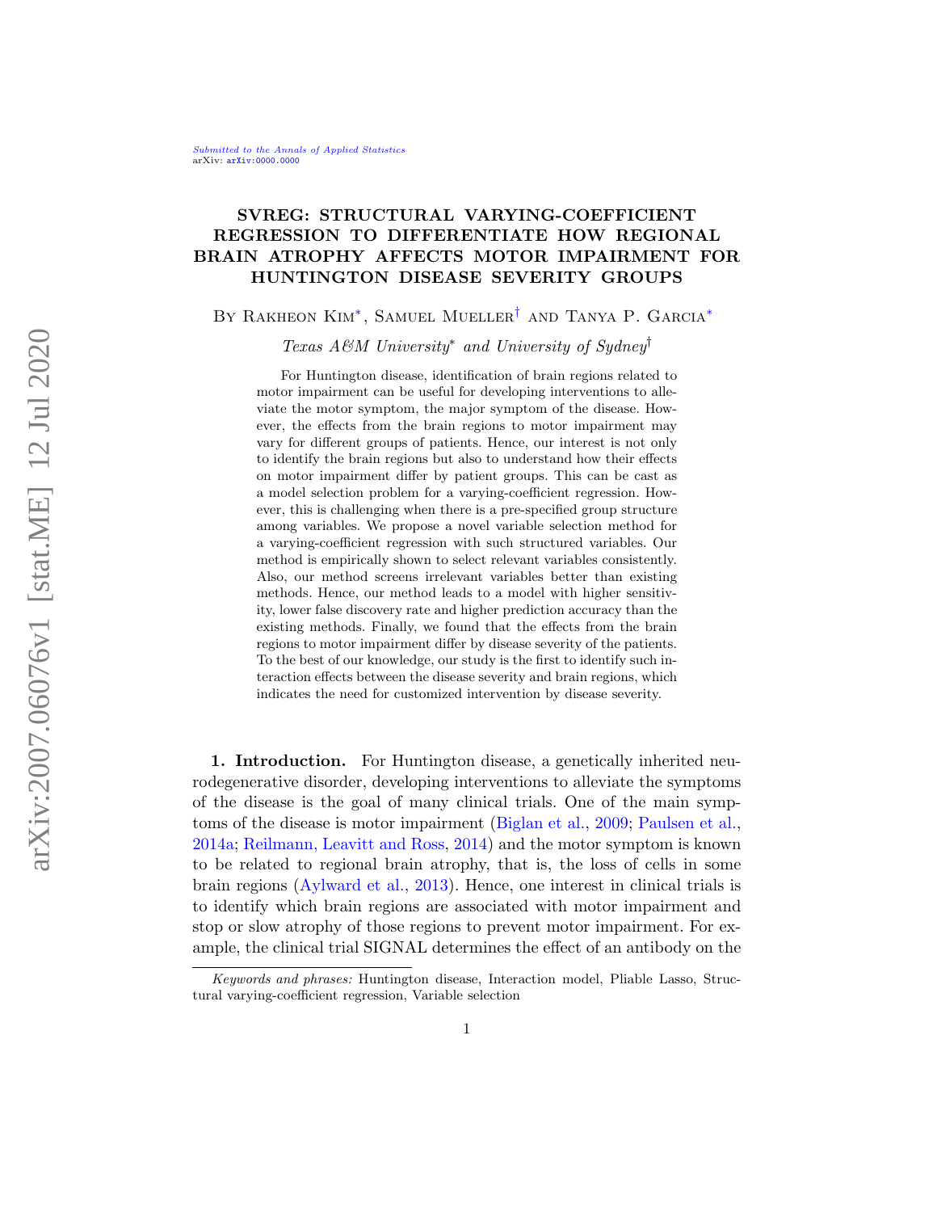# SVREG: STRUCTURAL VARYING-COEFFICIENT REGRESSION TO DIFFERENTIATE HOW REGIONAL BRAIN ATROPHY AFFECTS MOTOR IMPAIRMENT FOR HUNTINGTON DISEASE SEVERITY GROUPS

By Rakheon Kim*, Samuel Mueller† and Tanya P. Garcia*

*Texas A&M University** and *University of Sydney*†

For Huntington disease, identification of brain regions related to motor impairment can be useful for developing interventions to alleviate the motor symptom, the major symptom of the disease. However, the effects from the brain regions to motor impairment may vary for different groups of patients. Hence, our interest is not only to identify the brain regions but also to understand how their effects on motor impairment differ by patient groups. This can be cast as a model selection problem for a varying-coefficient regression. However, this is challenging when there is a pre-specified group structure among variables. We propose a novel variable selection method for a varying-coefficient regression with such structured variables. Our method is empirically shown to select relevant variables consistently. Also, our method screens irrelevant variables better than existing methods. Hence, our method leads to a model with higher sensitivity, lower false discovery rate and higher prediction accuracy than the existing methods. Finally, we found that the effects from the brain regions to motor impairment differ by disease severity of the patients. To the best of our knowledge, our study is the first to identify such interaction effects between the disease severity and brain regions, which indicates the need for customized intervention by disease severity.

**1. Introduction.** For Huntington disease, a genetically inherited neurodegenerative disorder, developing interventions to alleviate the symptoms of the disease is the goal of many clinical trials. One of the main symptoms of the disease is motor impairment (Biglan et al., 2009; Paulsen et al., 2014a; Reilmann, Leavitt and Ross, 2014) and the motor symptom is known to be related to regional brain atrophy, that is, the loss of cells in some brain regions (Aylward et al., 2013). Hence, one interest in clinical trials is to identify which brain regions are associated with motor impairment and stop or slow atrophy of those regions to prevent motor impairment. For example, the clinical trial SIGNAL determines the effect of an antibody on the

*Keywords and phrases:* Huntington disease, Interaction model, Pliable Lasso, Structural varying-coefficient regression, Variable selection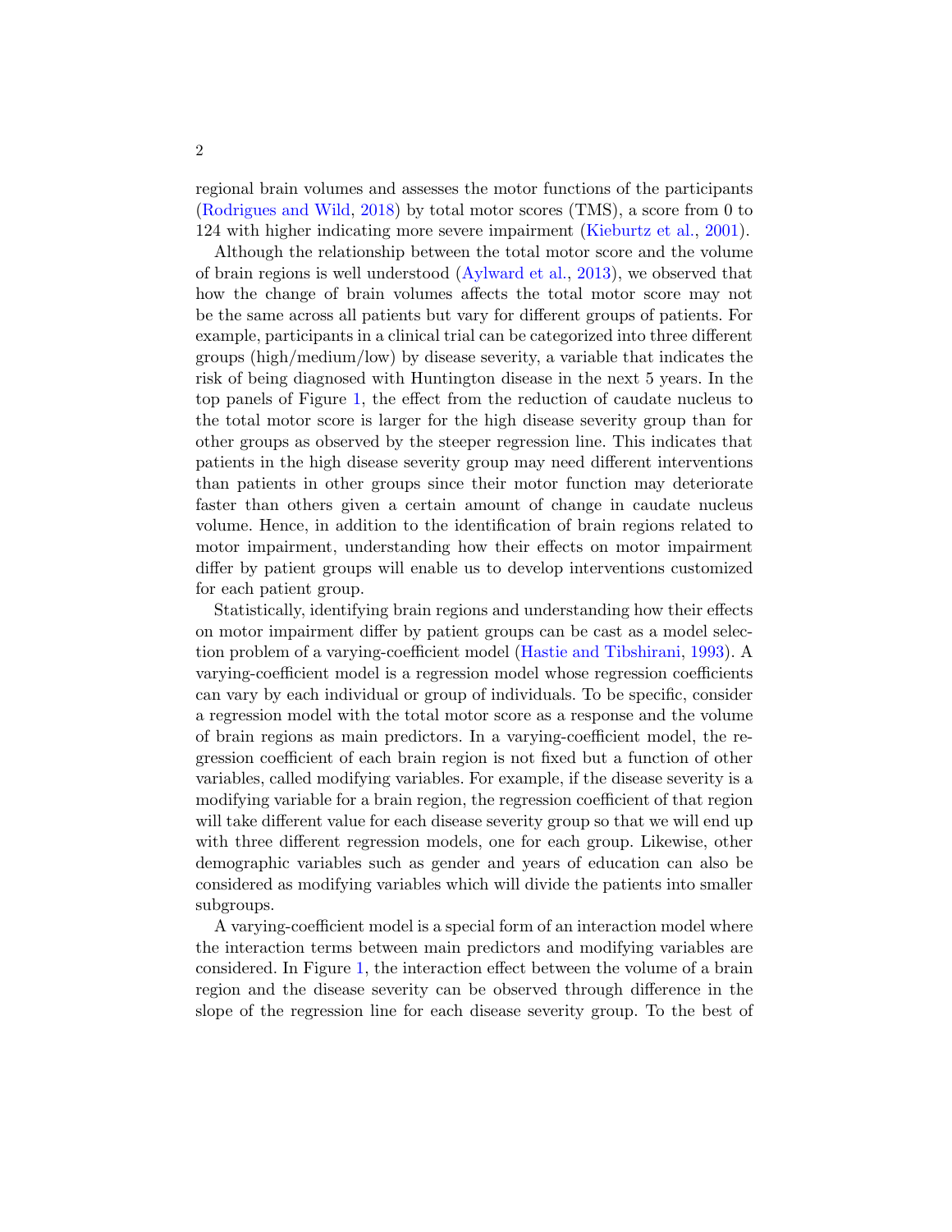regional brain volumes and assesses the motor functions of the participants (Rodrigues and Wild, 2018) by total motor scores (TMS), a score from 0 to 124 with higher indicating more severe impairment (Kieburtz et al., 2001).

Although the relationship between the total motor score and the volume of brain regions is well understood (Aylward et al., 2013), we observed that how the change of brain volumes affects the total motor score may not be the same across all patients but vary for different groups of patients. For example, participants in a clinical trial can be categorized into three different groups (high/medium/low) by disease severity, a variable that indicates the risk of being diagnosed with Huntington disease in the next 5 years. In the top panels of Figure 1, the effect from the reduction of caudate nucleus to the total motor score is larger for the high disease severity group than for other groups as observed by the steeper regression line. This indicates that patients in the high disease severity group may need different interventions than patients in other groups since their motor function may deteriorate faster than others given a certain amount of change in caudate nucleus volume. Hence, in addition to the identification of brain regions related to motor impairment, understanding how their effects on motor impairment differ by patient groups will enable us to develop interventions customized for each patient group.

Statistically, identifying brain regions and understanding how their effects on motor impairment differ by patient groups can be cast as a model selection problem of a varying-coefficient model (Hastie and Tibshirani, 1993). A varying-coefficient model is a regression model whose regression coefficients can vary by each individual or group of individuals. To be specific, consider a regression model with the total motor score as a response and the volume of brain regions as main predictors. In a varying-coefficient model, the regression coefficient of each brain region is not fixed but a function of other variables, called modifying variables. For example, if the disease severity is a modifying variable for a brain region, the regression coefficient of that region will take different value for each disease severity group so that we will end up with three different regression models, one for each group. Likewise, other demographic variables such as gender and years of education can also be considered as modifying variables which will divide the patients into smaller subgroups.

A varying-coefficient model is a special form of an interaction model where the interaction terms between main predictors and modifying variables are considered. In Figure 1, the interaction effect between the volume of a brain region and the disease severity can be observed through difference in the slope of the regression line for each disease severity group. To the best of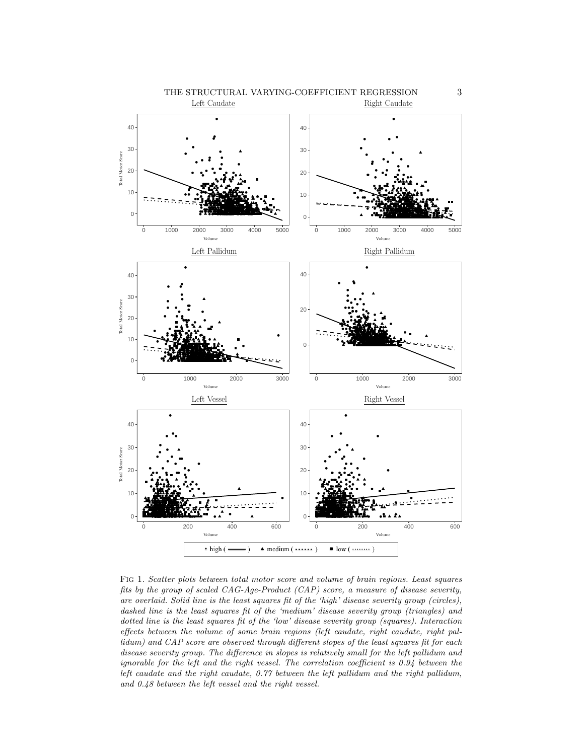Fig 1. *Scatter plots between total motor score and volume of brain regions. Least squares fits by the group of scaled CAG-Age-Product (CAP) score, a measure of disease severity, are overlaid. Solid line is the least squares fit of the 'high' disease severity group (circles), dashed line is the least squares fit of the 'medium' disease severity group (triangles) and dotted line is the least squares fit of the 'low' disease severity group (squares). Interaction effects between the volume of some brain regions (left caudate, right caudate, right pallidum) and CAP score are observed through different slopes of the least squares fit for each disease severity group. The difference in slopes is relatively small for the left pallidum and ignorable for the left and the right vessel. The correlation coefficient is 0.94 between the left caudate and the right caudate, 0.77 between the left pallidum and the right pallidum, and 0.48 between the left vessel and the right vessel.*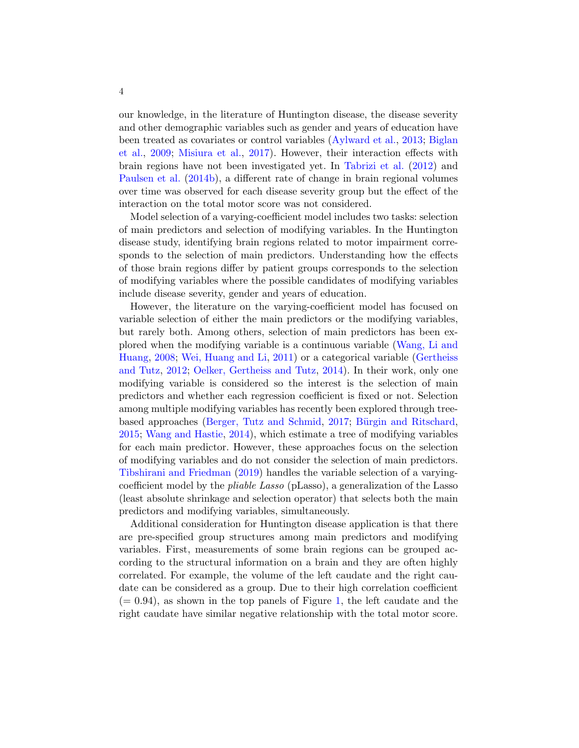our knowledge, in the literature of Huntington disease, the disease severity and other demographic variables such as gender and years of education have been treated as covariates or control variables (Aylward et al., 2013; Biglan et al., 2009; Misiura et al., 2017). However, their interaction effects with brain regions have not been investigated yet. In Tabrizi et al. (2012) and Paulsen et al. (2014b), a different rate of change in brain regional volumes over time was observed for each disease severity group but the effect of the interaction on the total motor score was not considered.

Model selection of a varying-coefficient model includes two tasks: selection of main predictors and selection of modifying variables. In the Huntington disease study, identifying brain regions related to motor impairment corresponds to the selection of main predictors. Understanding how the effects of those brain regions differ by patient groups corresponds to the selection of modifying variables where the possible candidates of modifying variables include disease severity, gender and years of education.

However, the literature on the varying-coefficient model has focused on variable selection of either the main predictors or the modifying variables, but rarely both. Among others, selection of main predictors has been explored when the modifying variable is a continuous variable (Wang, Li and Huang, 2008; Wei, Huang and Li, 2011) or a categorical variable (Gertheiss and Tutz, 2012; Oelker, Gertheiss and Tutz, 2014). In their work, only one modifying variable is considered so the interest is the selection of main predictors and whether each regression coefficient is fixed or not. Selection among multiple modifying variables has recently been explored through tree-based approaches (Berger, Tutz and Schmid, 2017; Bürgin and Ritschard, 2015; Wang and Hastie, 2014), which estimate a tree of modifying variables for each main predictor. However, these approaches focus on the selection of modifying variables and do not consider the selection of main predictors. Tibshirani and Friedman (2019) handles the variable selection of a varying-coefficient model by the *pliable Lasso* (pLasso), a generalization of the Lasso (least absolute shrinkage and selection operator) that selects both the main predictors and modifying variables, simultaneously.

Additional consideration for Huntington disease application is that there are pre-specified group structures among main predictors and modifying variables. First, measurements of some brain regions can be grouped according to the structural information on a brain and they are often highly correlated. For example, the volume of the left caudate and the right caudate can be considered as a group. Due to their high correlation coefficient ($= 0.94$), as shown in the top panels of Figure 1, the left caudate and the right caudate have similar negative relationship with the total motor score.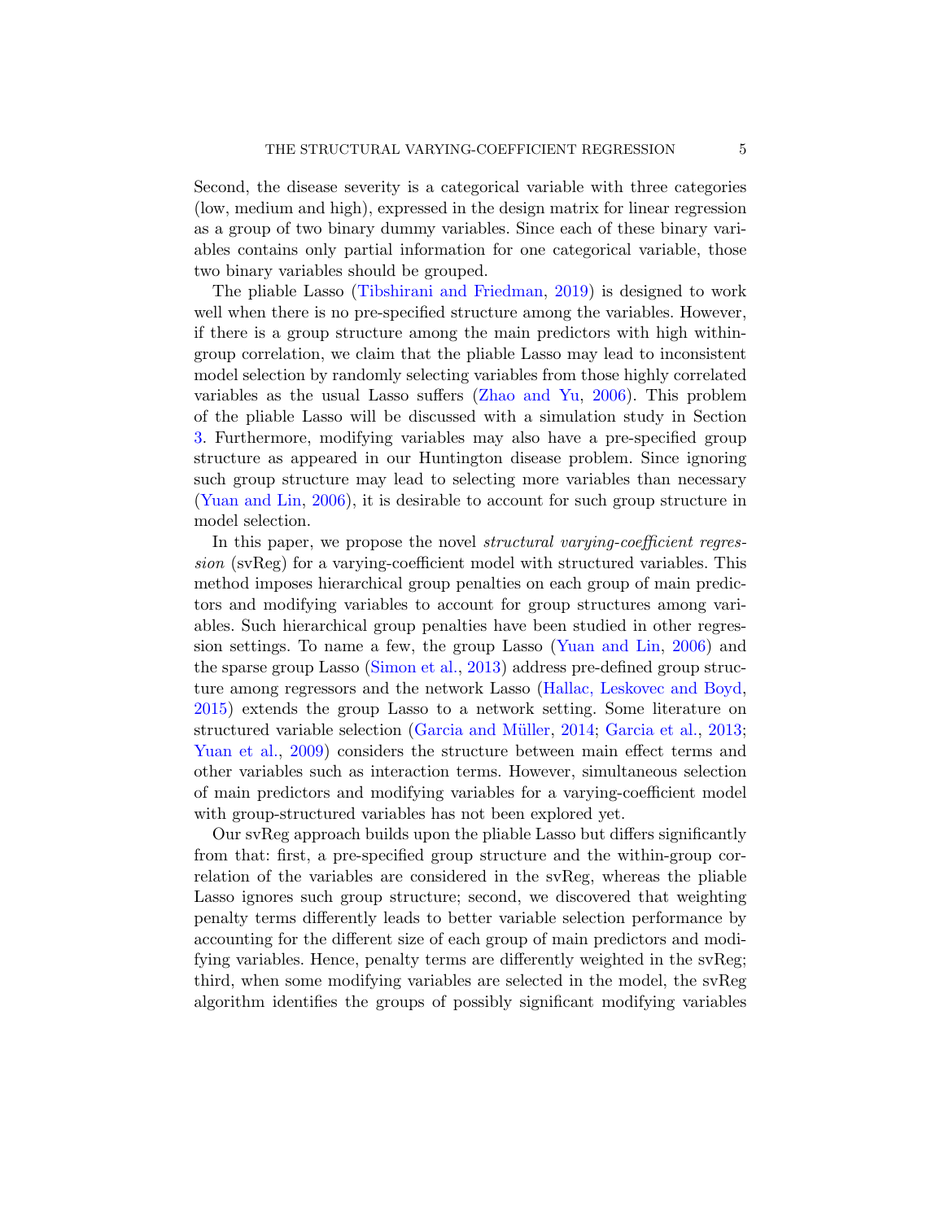Second, the disease severity is a categorical variable with three categories (low, medium and high), expressed in the design matrix for linear regression as a group of two binary dummy variables. Since each of these binary variables contains only partial information for one categorical variable, those two binary variables should be grouped.

The pliable Lasso (Tibshirani and Friedman, 2019) is designed to work well when there is no pre-specified structure among the variables. However, if there is a group structure among the main predictors with high within-group correlation, we claim that the pliable Lasso may lead to inconsistent model selection by randomly selecting variables from those highly correlated variables as the usual Lasso suffers (Zhao and Yu, 2006). This problem of the pliable Lasso will be discussed with a simulation study in Section 3. Furthermore, modifying variables may also have a pre-specified group structure as appeared in our Huntington disease problem. Since ignoring such group structure may lead to selecting more variables than necessary (Yuan and Lin, 2006), it is desirable to account for such group structure in model selection.

In this paper, we propose the novel *structural varying-coefficient regression* (svReg) for a varying-coefficient model with structured variables. This method imposes hierarchical group penalties on each group of main predictors and modifying variables to account for group structures among variables. Such hierarchical group penalties have been studied in other regression settings. To name a few, the group Lasso (Yuan and Lin, 2006) and the sparse group Lasso (Simon et al., 2013) address pre-defined group structure among regressors and the network Lasso (Hallac, Leskovec and Boyd, 2015) extends the group Lasso to a network setting. Some literature on structured variable selection (Garcia and Müller, 2014; Garcia et al., 2013; Yuan et al., 2009) considers the structure between main effect terms and other variables such as interaction terms. However, simultaneous selection of main predictors and modifying variables for a varying-coefficient model with group-structured variables has not been explored yet.

Our svReg approach builds upon the pliable Lasso but differs significantly from that: first, a pre-specified group structure and the within-group correlation of the variables are considered in the svReg, whereas the pliable Lasso ignores such group structure; second, we discovered that weighting penalty terms differently leads to better variable selection performance by accounting for the different size of each group of main predictors and modifying variables. Hence, penalty terms are differently weighted in the svReg; third, when some modifying variables are selected in the model, the svReg algorithm identifies the groups of possibly significant modifying variables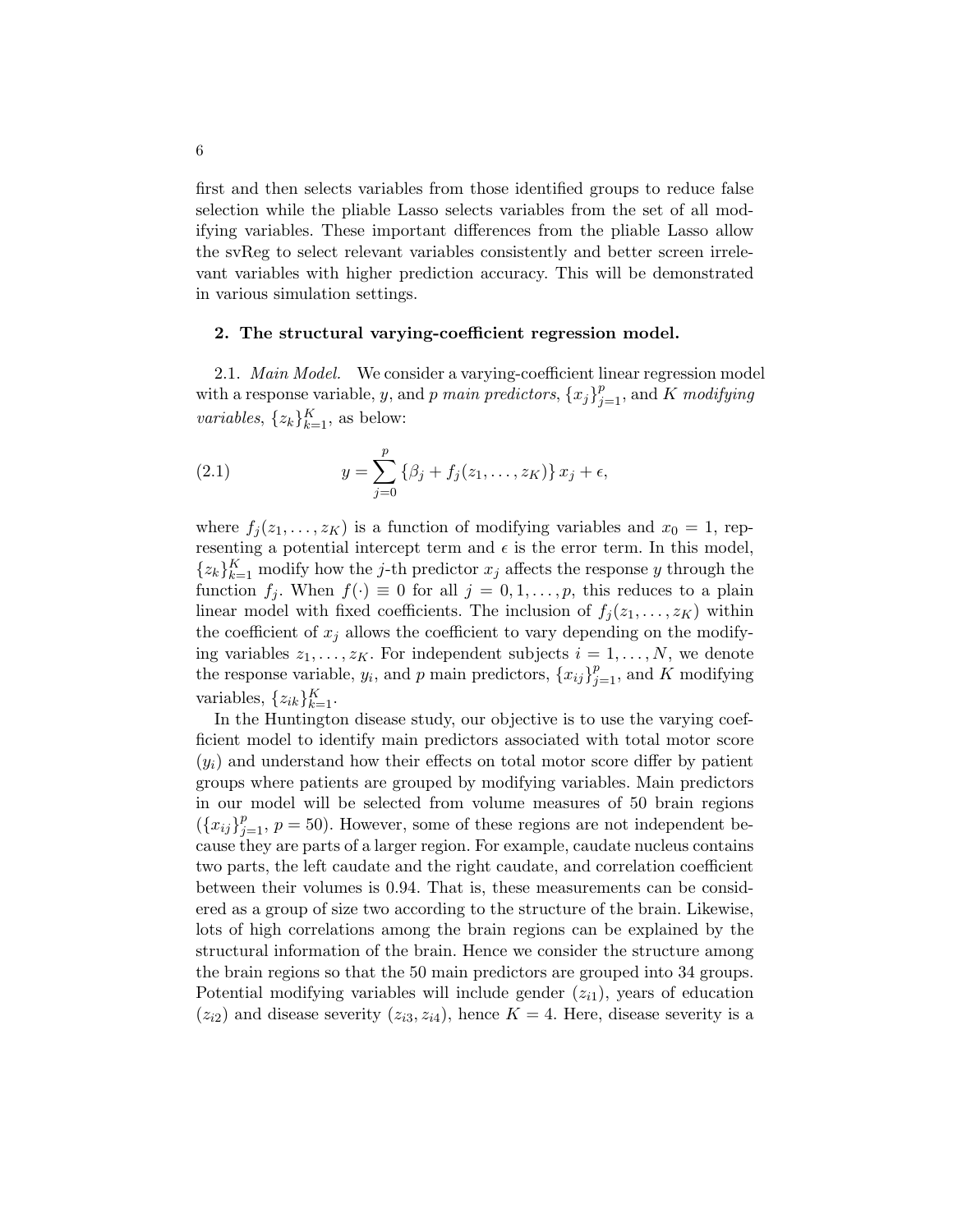first and then selects variables from those identified groups to reduce false selection while the pliable Lasso selects variables from the set of all modifying variables. These important differences from the pliable Lasso allow the svReg to select relevant variables consistently and better screen irrelevant variables with higher prediction accuracy. This will be demonstrated in various simulation settings.

## 2. The structural varying-coefficient regression model.

2.1. *Main Model.* We consider a varying-coefficient linear regression model with a response variable, $y$, and $p$ *main predictors*, $\{x_j\}_{j=1}^p$, and $K$ *modifying variables*, $\{z_k\}_{k=1}^K$, as below:

$$y = \sum_{j=0}^{p} \{\beta_j + f_j(z_1, \ldots, z_K)\} x_j + \epsilon, \tag{2.1}$$

where $f_j(z_1, \ldots, z_K)$ is a function of modifying variables and $x_0 = 1$, representing a potential intercept term and $\epsilon$ is the error term. In this model, $\{z_k\}_{k=1}^K$ modify how the $j$-th predictor $x_j$ affects the response $y$ through the function $f_j$. When $f(\cdot) \equiv 0$ for all $j = 0, 1, \ldots, p$, this reduces to a plain linear model with fixed coefficients. The inclusion of $f_j(z_1, \ldots, z_K)$ within the coefficient of $x_j$ allows the coefficient to vary depending on the modifying variables $z_1, \ldots, z_K$. For independent subjects $i = 1, \ldots, N$, we denote the response variable, $y_i$, and $p$ main predictors, $\{x_{ij}\}_{j=1}^p$, and $K$ modifying variables, $\{z_{ik}\}_{k=1}^K$.

In the Huntington disease study, our objective is to use the varying coefficient model to identify main predictors associated with total motor score ($y_i$) and understand how their effects on total motor score differ by patient groups where patients are grouped by modifying variables. Main predictors in our model will be selected from volume measures of 50 brain regions ($\{x_{ij}\}_{j=1}^p$, $p = 50$). However, some of these regions are not independent because they are parts of a larger region. For example, caudate nucleus contains two parts, the left caudate and the right caudate, and correlation coefficient between their volumes is 0.94. That is, these measurements can be considered as a group of size two according to the structure of the brain. Likewise, lots of high correlations among the brain regions can be explained by the structural information of the brain. Hence we consider the structure among the brain regions so that the 50 main predictors are grouped into 34 groups. Potential modifying variables will include gender ($z_{i1}$), years of education ($z_{i2}$) and disease severity ($z_{i3}, z_{i4}$), hence $K = 4$. Here, disease severity is a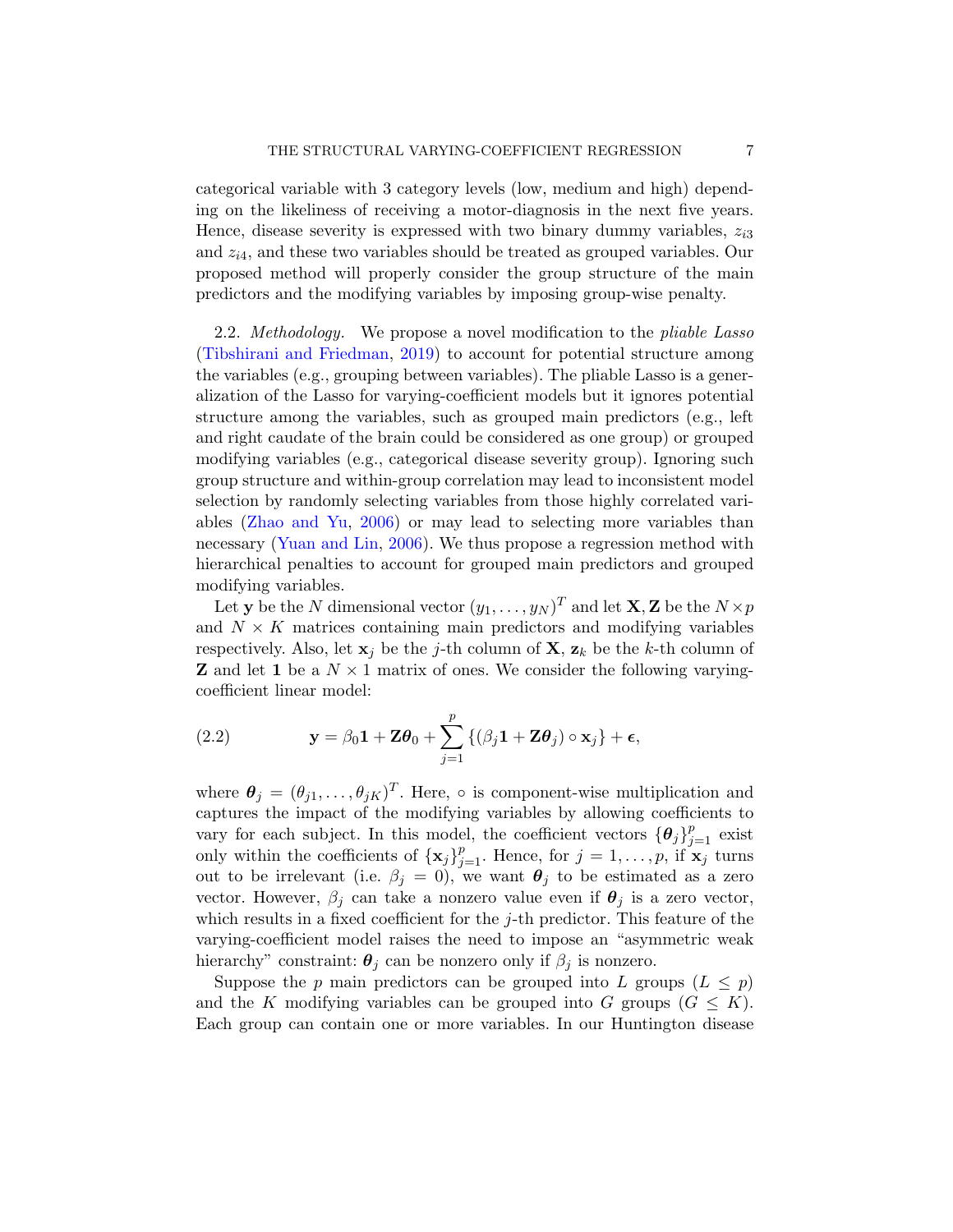categorical variable with 3 category levels (low, medium and high) depending on the likeliness of receiving a motor-diagnosis in the next five years. Hence, disease severity is expressed with two binary dummy variables, $z_{i3}$ and $z_{i4}$, and these two variables should be treated as grouped variables. Our proposed method will properly consider the group structure of the main predictors and the modifying variables by imposing group-wise penalty.

2.2. *Methodology.* We propose a novel modification to the *pliable Lasso* (Tibshirani and Friedman, 2019) to account for potential structure among the variables (e.g., grouping between variables). The pliable Lasso is a generalization of the Lasso for varying-coefficient models but it ignores potential structure among the variables, such as grouped main predictors (e.g., left and right caudate of the brain could be considered as one group) or grouped modifying variables (e.g., categorical disease severity group). Ignoring such group structure and within-group correlation may lead to inconsistent model selection by randomly selecting variables from those highly correlated variables (Zhao and Yu, 2006) or may lead to selecting more variables than necessary (Yuan and Lin, 2006). We thus propose a regression method with hierarchical penalties to account for grouped main predictors and grouped modifying variables.

Let $\mathbf{y}$ be the $N$ dimensional vector $(y_1, \ldots, y_N)^T$ and let $\mathbf{X}, \mathbf{Z}$ be the $N \times p$ and $N \times K$ matrices containing main predictors and modifying variables respectively. Also, let $\mathbf{x}_j$ be the $j$-th column of $\mathbf{X}$, $\mathbf{z}_k$ be the $k$-th column of $\mathbf{Z}$ and let $\mathbf{1}$ be a $N \times 1$ matrix of ones. We consider the following varying-coefficient linear model:

$$\mathbf{y} = \beta_0 \mathbf{1} + \mathbf{Z}\boldsymbol{\theta}_0 + \sum_{j=1}^{p} \{(\beta_j \mathbf{1} + \mathbf{Z}\boldsymbol{\theta}_j) \circ \mathbf{x}_j\} + \boldsymbol{\epsilon}, \tag{2.2}$$

where $\boldsymbol{\theta}_j = (\theta_{j1}, \ldots, \theta_{jK})^T$. Here, $\circ$ is component-wise multiplication and captures the impact of the modifying variables by allowing coefficients to vary for each subject. In this model, the coefficient vectors $\{\boldsymbol{\theta}_j\}_{j=1}^p$ exist only within the coefficients of $\{\mathbf{x}_j\}_{j=1}^p$. Hence, for $j = 1, \ldots, p$, if $\mathbf{x}_j$ turns out to be irrelevant (i.e. $\beta_j = 0$), we want $\boldsymbol{\theta}_j$ to be estimated as a zero vector. However, $\beta_j$ can take a nonzero value even if $\boldsymbol{\theta}_j$ is a zero vector, which results in a fixed coefficient for the $j$-th predictor. This feature of the varying-coefficient model raises the need to impose an "asymmetric weak hierarchy" constraint: $\boldsymbol{\theta}_j$ can be nonzero only if $\beta_j$ is nonzero.

Suppose the $p$ main predictors can be grouped into $L$ groups ($L \leq p$) and the $K$ modifying variables can be grouped into $G$ groups ($G \leq K$). Each group can contain one or more variables. In our Huntington disease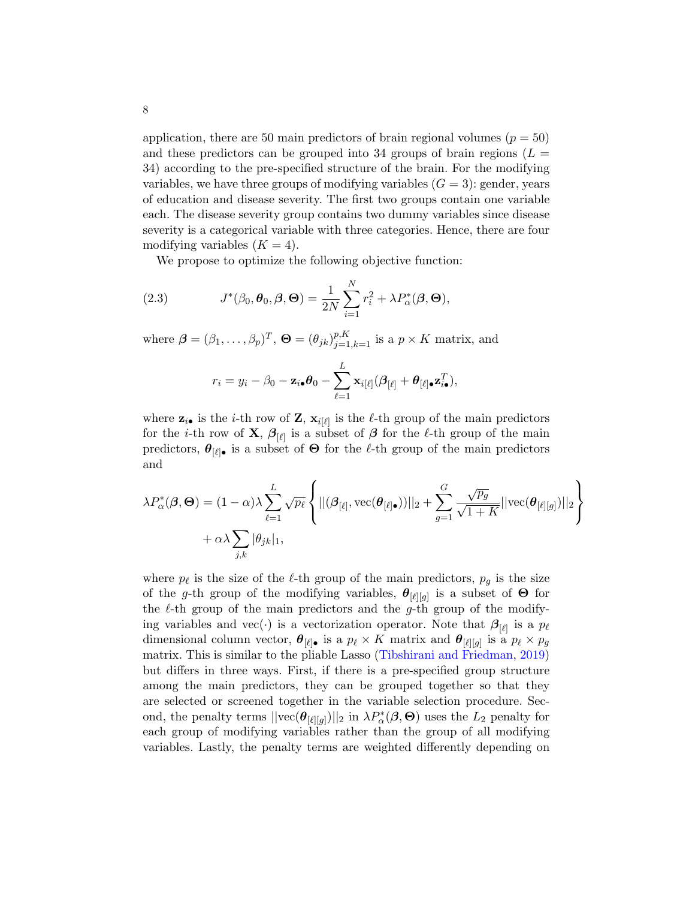application, there are 50 main predictors of brain regional volumes ($p = 50$) and these predictors can be grouped into 34 groups of brain regions ($L = 34$) according to the pre-specified structure of the brain. For the modifying variables, we have three groups of modifying variables ($G = 3$): gender, years of education and disease severity. The first two groups contain one variable each. The disease severity group contains two dummy variables since disease severity is a categorical variable with three categories. Hence, there are four modifying variables ($K = 4$).

We propose to optimize the following objective function:

$$J^*(\beta_0, \boldsymbol{\theta}_0, \boldsymbol{\beta}, \boldsymbol{\Theta}) = \frac{1}{2N} \sum_{i=1}^{N} r_i^2 + \lambda P_\alpha^*(\boldsymbol{\beta}, \boldsymbol{\Theta}), \tag{2.3}$$

where $\boldsymbol{\beta} = (\beta_1, \ldots, \beta_p)^T$, $\boldsymbol{\Theta} = (\theta_{jk})_{j=1,k=1}^{p,K}$ is a $p \times K$ matrix, and

$$r_i = y_i - \beta_0 - \mathbf{z}_{i\bullet}\boldsymbol{\theta}_0 - \sum_{\ell=1}^{L} \mathbf{x}_{i[\ell]}(\boldsymbol{\beta}_{[\ell]} + \boldsymbol{\theta}_{[\ell]\bullet}\mathbf{z}_{i\bullet}^T),$$

where $\mathbf{z}_{i\bullet}$ is the $i$-th row of $\mathbf{Z}$, $\mathbf{x}_{i[\ell]}$ is the $\ell$-th group of the main predictors for the $i$-th row of $\mathbf{X}$, $\boldsymbol{\beta}_{[\ell]}$ is a subset of $\boldsymbol{\beta}$ for the $\ell$-th group of the main predictors, $\boldsymbol{\theta}_{[\ell]\bullet}$ is a subset of $\boldsymbol{\Theta}$ for the $\ell$-th group of the main predictors and

$$\lambda P_\alpha^*(\boldsymbol{\beta}, \boldsymbol{\Theta}) = (1-\alpha)\lambda \sum_{\ell=1}^{L} \sqrt{p_\ell} \left\{ ||(\boldsymbol{\beta}_{[\ell]}, \text{vec}(\boldsymbol{\theta}_{[\ell]\bullet}))||_2 + \sum_{g=1}^{G} \frac{\sqrt{p_g}}{\sqrt{1+K}} ||\text{vec}(\boldsymbol{\theta}_{[\ell][g]})||_2 \right\} + \alpha\lambda \sum_{j,k} |\theta_{jk}|_1,$$

where $p_\ell$ is the size of the $\ell$-th group of the main predictors, $p_g$ is the size of the $g$-th group of the modifying variables, $\boldsymbol{\theta}_{[\ell][g]}$ is a subset of $\boldsymbol{\Theta}$ for the $\ell$-th group of the main predictors and the $g$-th group of the modifying variables and $\text{vec}(\cdot)$ is a vectorization operator. Note that $\boldsymbol{\beta}_{[\ell]}$ is a $p_\ell$ dimensional column vector, $\boldsymbol{\theta}_{[\ell]\bullet}$ is a $p_\ell \times K$ matrix and $\boldsymbol{\theta}_{[\ell][g]}$ is a $p_\ell \times p_g$ matrix. This is similar to the pliable Lasso (Tibshirani and Friedman, 2019) but differs in three ways. First, if there is a pre-specified group structure among the main predictors, they can be grouped together so that they are selected or screened together in the variable selection procedure. Second, the penalty terms $||\text{vec}(\boldsymbol{\theta}_{[\ell][g]})||_2$ in $\lambda P_\alpha^*(\boldsymbol{\beta}, \boldsymbol{\Theta})$ uses the $L_2$ penalty for each group of modifying variables rather than the group of all modifying variables. Lastly, the penalty terms are weighted differently depending on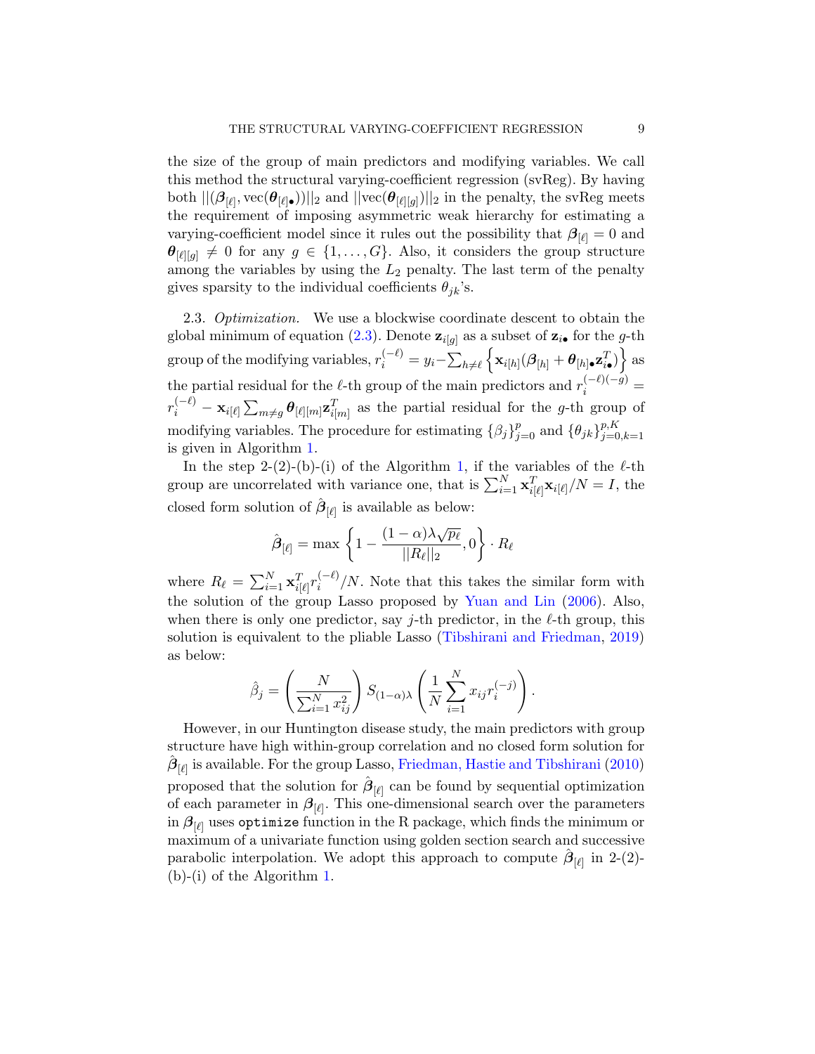the size of the group of main predictors and modifying variables. We call this method the structural varying-coefficient regression (svReg). By having both $||(\boldsymbol{\beta}_{[\ell]}, \text{vec}(\boldsymbol{\theta}_{[\ell]\bullet}))||_2$ and $||\text{vec}(\boldsymbol{\theta}_{[\ell][g]})||_2$ in the penalty, the svReg meets the requirement of imposing asymmetric weak hierarchy for estimating a varying-coefficient model since it rules out the possibility that $\boldsymbol{\beta}_{[\ell]} = 0$ and $\boldsymbol{\theta}_{[\ell][g]} \neq 0$ for any $g \in \{1, \ldots, G\}$. Also, it considers the group structure among the variables by using the $L_2$ penalty. The last term of the penalty gives sparsity to the individual coefficients $\theta_{jk}$'s.

2.3. *Optimization.* We use a blockwise coordinate descent to obtain the global minimum of equation (2.3). Denote $\mathbf{z}_{i[g]}$ as a subset of $\mathbf{z}_{i\bullet}$ for the $g$-th group of the modifying variables, $r_i^{(-\ell)} = y_i - \sum_{h\neq\ell} \left\{ \mathbf{x}_{i[h]}(\boldsymbol{\beta}_{[h]} + \boldsymbol{\theta}_{[h]\bullet}\mathbf{z}_{i\bullet}^T) \right\}$ as the partial residual for the $\ell$-th group of the main predictors and $r_i^{(-\ell)(-g)} = r_i^{(-\ell)} - \mathbf{x}_{i[\ell]} \sum_{m\neq g} \boldsymbol{\theta}_{[\ell][m]}\mathbf{z}_{i[m]}^T$ as the partial residual for the $g$-th group of modifing variables. The procedure for estimating $\{\beta_j\}_{j=0}^p$ and $\{\theta_{jk}\}_{j=0,k=1}^{p,K}$ is given in Algorithm 1.

In the step 2-(2)-(b)-(i) of the Algorithm 1, if the variables of the $\ell$-th group are uncorrelated with variance one, that is $\sum_{i=1}^N \mathbf{x}_{i[\ell]}^T \mathbf{x}_{i[\ell]}/N = I$, the closed form solution of $\hat{\boldsymbol{\beta}}_{[\ell]}$ is available as below:

$$\hat{\boldsymbol{\beta}}_{[\ell]} = \max\left\{1 - \frac{(1-\alpha)\lambda\sqrt{p_\ell}}{||R_\ell||_2}, 0\right\} \cdot R_\ell$$

where $R_\ell = \sum_{i=1}^N \mathbf{x}_{i[\ell]}^T r_i^{(-\ell)}/N$. Note that this takes the similar form with the solution of the group Lasso proposed by Yuan and Lin (2006). Also, when there is only one predictor, say $j$-th predictor, in the $\ell$-th group, this solution is equivalent to the pliable Lasso (Tibshirani and Friedman, 2019) as below:

$$\hat{\beta}_j = \left(\frac{N}{\sum_{i=1}^N x_{ij}^2}\right) S_{(1-\alpha)\lambda}\left(\frac{1}{N}\sum_{i=1}^N x_{ij} r_i^{(-j)}\right).$$

However, in our Huntington disease study, the main predictors with group structure have high within-group correlation and no closed form solution for $\hat{\boldsymbol{\beta}}_{[\ell]}$ is available. For the group Lasso, Friedman, Hastie and Tibshirani (2010) proposed that the solution for $\hat{\boldsymbol{\beta}}_{[\ell]}$ can be found by sequential optimization of each parameter in $\boldsymbol{\beta}_{[\ell]}$. This one-dimensional search over the parameters in $\boldsymbol{\beta}_{[\ell]}$ uses `optimize` function in the R package, which finds the minimum or maximum of a univariate function using golden section search and successive parabolic interpolation. We adopt this approach to compute $\hat{\boldsymbol{\beta}}_{[\ell]}$ in 2-(2)-(b)-(i) of the Algorithm 1.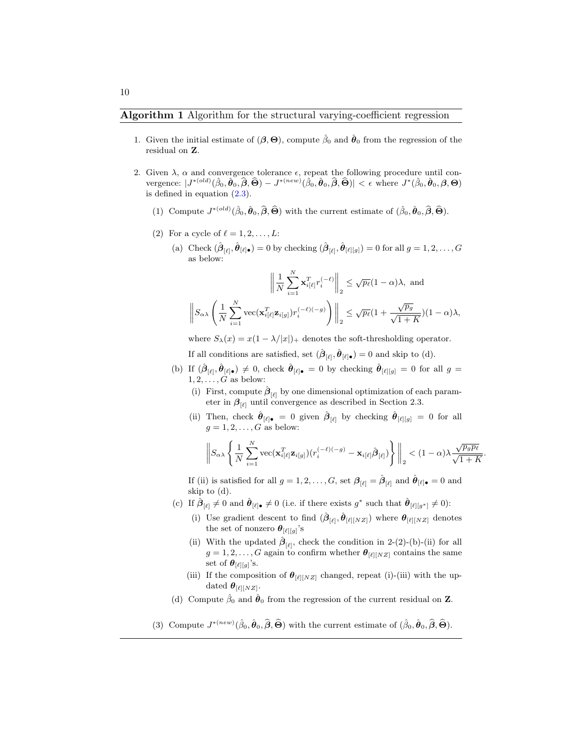**Algorithm 1** Algorithm for the structural varying-coefficient regression

1. Given the initial estimate of $(\boldsymbol{\beta}, \boldsymbol{\Theta})$, compute $\hat{\beta}_0$ and $\hat{\boldsymbol{\theta}}_0$ from the regression of the residual on $\mathbf{Z}$.

2. Given $\lambda$, $\alpha$ and convergence tolerance $\epsilon$, repeat the following procedure until convergence: $|J^{*(old)}(\hat{\beta}_0, \hat{\boldsymbol{\theta}}_0, \widehat{\boldsymbol{\beta}}, \widehat{\boldsymbol{\Theta}}) - J^{*(new)}(\hat{\beta}_0, \hat{\boldsymbol{\theta}}_0, \widehat{\boldsymbol{\beta}}, \widehat{\boldsymbol{\Theta}})| < \epsilon$ where $J^*(\hat{\beta}_0, \hat{\boldsymbol{\theta}}_0, \boldsymbol{\beta}, \boldsymbol{\Theta})$ is defined in equation (2.3).

   (1) Compute $J^{*(old)}(\hat{\beta}_0, \hat{\boldsymbol{\theta}}_0, \widehat{\boldsymbol{\beta}}, \widehat{\boldsymbol{\Theta}})$ with the current estimate of $(\hat{\beta}_0, \hat{\boldsymbol{\theta}}_0, \widehat{\boldsymbol{\beta}}, \widehat{\boldsymbol{\Theta}})$.

   (2) For a cycle of $\ell = 1, 2, \ldots, L$:

   (a) Check $(\hat{\boldsymbol{\beta}}_{[\ell]}, \hat{\boldsymbol{\theta}}_{[\ell]\bullet}) = 0$ by checking $(\hat{\boldsymbol{\beta}}_{[\ell]}, \hat{\boldsymbol{\theta}}_{[\ell][g]}) = 0$ for all $g = 1, 2, \ldots, G$ as below:

   $$\left\| \frac{1}{N} \sum_{i=1}^{N} \mathbf{x}_{i[\ell]}^T r_i^{(-\ell)} \right\|_2 \leq \sqrt{p_\ell}(1-\alpha)\lambda, \text{ and}$$

   $$\left\| S_{\alpha\lambda} \left( \frac{1}{N} \sum_{i=1}^{N} \text{vec}(\mathbf{x}_{i[\ell]}^T \mathbf{z}_{i[g]}) r_i^{(-\ell)(-g)} \right) \right\|_2 \leq \sqrt{p_\ell}\left(1 + \frac{\sqrt{p_g}}{\sqrt{1+K}}\right)(1-\alpha)\lambda,$$

   where $S_\lambda(x) = x(1 - \lambda/|x|)_+$ denotes the soft-thresholding operator.

   If all conditions are satisfied, set $(\hat{\boldsymbol{\beta}}_{[\ell]}, \hat{\boldsymbol{\theta}}_{[\ell]\bullet}) = 0$ and skip to (d).

   (b) If $(\hat{\boldsymbol{\beta}}_{[\ell]}, \hat{\boldsymbol{\theta}}_{[\ell]\bullet}) \neq 0$, check $\hat{\boldsymbol{\theta}}_{[\ell]\bullet} = 0$ by checking $\hat{\boldsymbol{\theta}}_{[\ell][g]} = 0$ for all $g = 1, 2, \ldots, G$ as below:

   (i) First, compute $\hat{\boldsymbol{\beta}}_{[\ell]}$ by one dimensional optimization of each parameter in $\boldsymbol{\beta}_{[\ell]}$ until convergence as described in Section 2.3.

   (ii) Then, check $\hat{\boldsymbol{\theta}}_{[\ell]\bullet} = 0$ given $\hat{\boldsymbol{\beta}}_{[\ell]}$ by checking $\hat{\boldsymbol{\theta}}_{[\ell][g]} = 0$ for all $g = 1, 2, \ldots, G$ as below:

   $$\left\| S_{\alpha\lambda} \left\{ \frac{1}{N} \sum_{i=1}^{N} \text{vec}(\mathbf{x}_{i[\ell]}^T \mathbf{z}_{i[g]})(r_i^{(-\ell)(-g)} - \mathbf{x}_{i[\ell]} \hat{\boldsymbol{\beta}}_{[\ell]}) \right\} \right\|_2 < (1-\alpha)\lambda \frac{\sqrt{p_g p_\ell}}{\sqrt{1+K}}.$$

   If (ii) is satisfied for all $g = 1, 2, \ldots, G$, set $\boldsymbol{\beta}_{[\ell]} = \hat{\boldsymbol{\beta}}_{[\ell]}$ and $\hat{\boldsymbol{\theta}}_{[\ell]\bullet} = 0$ and skip to (d).

   (c) If $\hat{\boldsymbol{\beta}}_{[\ell]} \neq 0$ and $\hat{\boldsymbol{\theta}}_{[\ell]\bullet} \neq 0$ (i.e. if there exists $g^*$ such that $\hat{\boldsymbol{\theta}}_{[\ell][g^*]} \neq 0$):

   (i) Use gradient descent to find $(\hat{\boldsymbol{\beta}}_{[\ell]}, \hat{\boldsymbol{\theta}}_{[\ell][NZ]})$ where $\boldsymbol{\theta}_{[\ell][NZ]}$ denotes the set of nonzero $\boldsymbol{\theta}_{[\ell][g]}$'s

   (ii) With the updated $\hat{\boldsymbol{\beta}}_{[\ell]}$, check the condition in 2-(2)-(b)-(ii) for all $g = 1, 2, \ldots, G$ again to confirm whether $\boldsymbol{\theta}_{[\ell][NZ]}$ contains the same set of $\boldsymbol{\theta}_{[\ell][g]}$'s.

   (iii) If the composition of $\boldsymbol{\theta}_{[\ell][NZ]}$ changed, repeat (i)-(iii) with the updated $\boldsymbol{\theta}_{[\ell][NZ]}$.

   (d) Compute $\hat{\beta}_0$ and $\hat{\boldsymbol{\theta}}_0$ from the regression of the current residual on $\mathbf{Z}$.

   (3) Compute $J^{*(new)}(\hat{\beta}_0, \hat{\boldsymbol{\theta}}_0, \widehat{\boldsymbol{\beta}}, \widehat{\boldsymbol{\Theta}})$ with the current estimate of $(\hat{\beta}_0, \hat{\boldsymbol{\theta}}_0, \widehat{\boldsymbol{\beta}}, \widehat{\boldsymbol{\Theta}})$.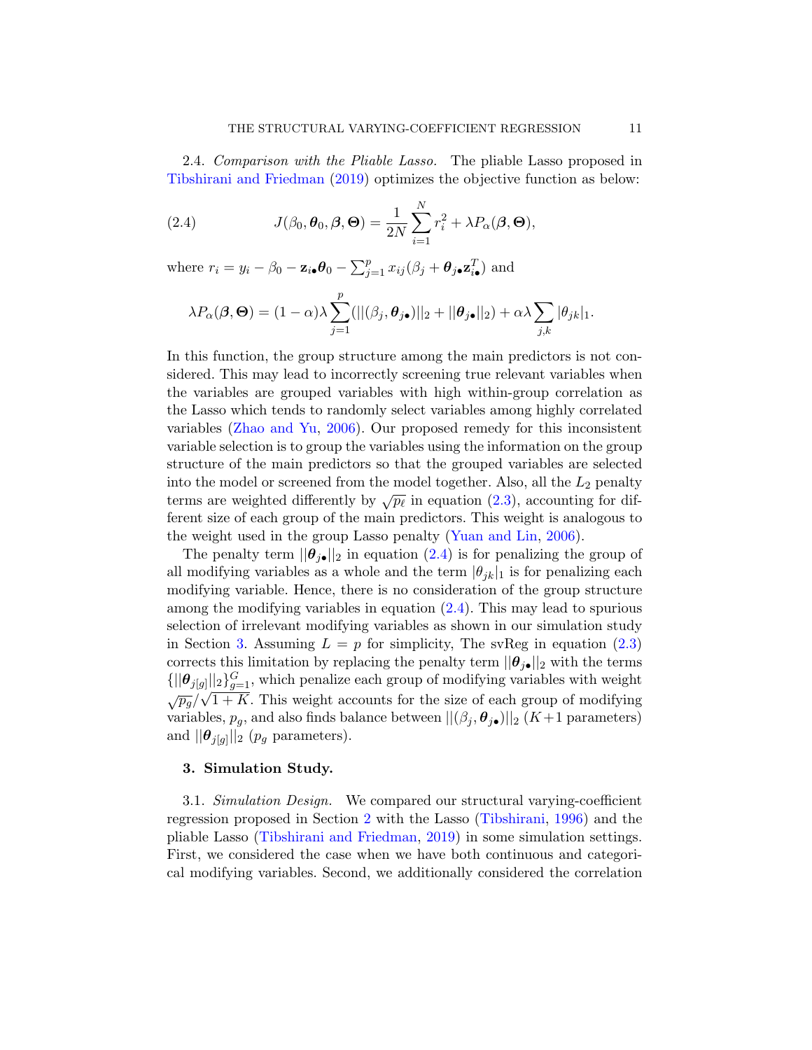2.4. *Comparison with the Pliable Lasso.* The pliable Lasso proposed in Tibshirani and Friedman (2019) optimizes the objective function as below:

$$J(\beta_0, \boldsymbol{\theta}_0, \boldsymbol{\beta}, \boldsymbol{\Theta}) = \frac{1}{2N}\sum_{i=1}^{N} r_i^2 + \lambda P_\alpha(\boldsymbol{\beta}, \boldsymbol{\Theta}), \tag{2.4}$$

where $r_i = y_i - \beta_0 - \mathbf{z}_{i\bullet}\boldsymbol{\theta}_0 - \sum_{j=1}^{p} x_{ij}(\beta_j + \boldsymbol{\theta}_{j\bullet}\mathbf{z}_{i\bullet}^T)$ and

$$\lambda P_\alpha(\boldsymbol{\beta}, \boldsymbol{\Theta}) = (1-\alpha)\lambda\sum_{j=1}^{p}(||(\beta_j, \boldsymbol{\theta}_{j\bullet})||_2 + ||\boldsymbol{\theta}_{j\bullet}||_2) + \alpha\lambda\sum_{j,k}|\theta_{jk}|_1.$$

In this function, the group structure among the main predictors is not considered. This may lead to incorrectly screening true relevant variables when the variables are grouped variables with high within-group correlation as the Lasso which tends to randomly select variables among highly correlated variables (Zhao and Yu, 2006). Our proposed remedy for this inconsistent variable selection is to group the variables using the information on the group structure of the main predictors so that the grouped variables are selected into the model or screened from the model together. Also, all the $L_2$ penalty terms are weighted differently by $\sqrt{p_\ell}$ in equation (2.3), accounting for different size of each group of the main predictors. This weight is analogous to the weight used in the group Lasso penalty (Yuan and Lin, 2006).

The penalty term $||\boldsymbol{\theta}_{j\bullet}||_2$ in equation (2.4) is for penalizing the group of all modifying variables as a whole and the term $|\theta_{jk}|_1$ is for penalizing each modifying variable. Hence, there is no consideration of the group structure among the modifying variables in equation (2.4). This may lead to spurious selection of irrelevant modifying variables as shown in our simulation study in Section 3. Assuming $L = p$ for simplicity, The svReg in equation (2.3) corrects this limitation by replacing the penalty term $||\boldsymbol{\theta}_{j\bullet}||_2$ with the terms $\{||\boldsymbol{\theta}_{j[g]}||_2\}_{g=1}^{G}$, which penalize each group of modifying variables with weight $\sqrt{p_g}/\sqrt{1+K}$. This weight accounts for the size of each group of modifying variables, $p_g$, and also finds balance between $||(\beta_j, \boldsymbol{\theta}_{j\bullet})||_2$ ($K+1$ parameters) and $||\boldsymbol{\theta}_{j[g]}||_2$ ($p_g$ parameters).

## 3. Simulation Study.

3.1. *Simulation Design.* We compared our structural varying-coefficient regression proposed in Section 2 with the Lasso (Tibshirani, 1996) and the pliable Lasso (Tibshirani and Friedman, 2019) in some simulation settings. First, we considered the case when we have both continuous and categorical modifying variables. Second, we additionally considered the correlation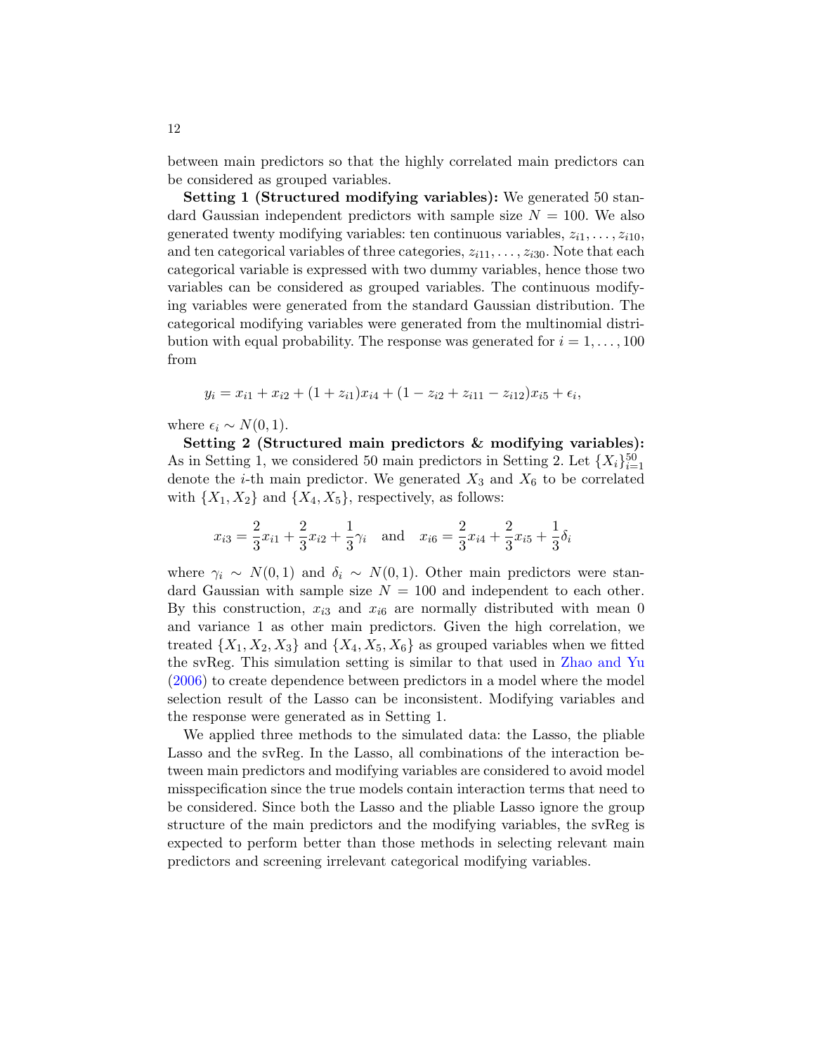between main predictors so that the highly correlated main predictors can be considered as grouped variables.

**Setting 1 (Structured modifying variables):** We generated 50 standard Gaussian independent predictors with sample size $N = 100$. We also generated twenty modifying variables: ten continuous variables, $z_{i1}, \ldots, z_{i10}$, and ten categorical variables of three categories, $z_{i11}, \ldots, z_{i30}$. Note that each categorical variable is expressed with two dummy variables, hence those two variables can be considered as grouped variables. The continuous modifying variables were generated from the standard Gaussian distribution. The categorical modifying variables were generated from the multinomial distribution with equal probability. The response was generated for $i = 1, \ldots, 100$ from

$$y_i = x_{i1} + x_{i2} + (1 + z_{i1})x_{i4} + (1 - z_{i2} + z_{i11} - z_{i12})x_{i5} + \epsilon_i,$$

where $\epsilon_i \sim N(0, 1)$.

**Setting 2 (Structured main predictors & modifying variables):** As in Setting 1, we considered 50 main predictors in Setting 2. Let $\{X_i\}_{i=1}^{50}$ denote the $i$-th main predictor. We generated $X_3$ and $X_6$ to be correlated with $\{X_1, X_2\}$ and $\{X_4, X_5\}$, respectively, as follows:

$$x_{i3} = \frac{2}{3}x_{i1} + \frac{2}{3}x_{i2} + \frac{1}{3}\gamma_i \quad \text{and} \quad x_{i6} = \frac{2}{3}x_{i4} + \frac{2}{3}x_{i5} + \frac{1}{3}\delta_i$$

where $\gamma_i \sim N(0, 1)$ and $\delta_i \sim N(0, 1)$. Other main predictors were standard Gaussian with sample size $N = 100$ and independent to each other. By this construction, $x_{i3}$ and $x_{i6}$ are normally distributed with mean 0 and variance 1 as other main predictors. Given the high correlation, we treated $\{X_1, X_2, X_3\}$ and $\{X_4, X_5, X_6\}$ as grouped variables when we fitted the svReg. This simulation setting is similar to that used in Zhao and Yu (2006) to create dependence between predictors in a model where the model selection result of the Lasso can be inconsistent. Modifying variables and the response were generated as in Setting 1.

We applied three methods to the simulated data: the Lasso, the pliable Lasso and the svReg. In the Lasso, all combinations of the interaction between main predictors and modifying variables are considered to avoid model misspecification since the true models contain interaction terms that need to be considered. Since both the Lasso and the pliable Lasso ignore the group structure of the main predictors and the modifying variables, the svReg is expected to perform better than those methods in selecting relevant main predictors and screening irrelevant categorical modifying variables.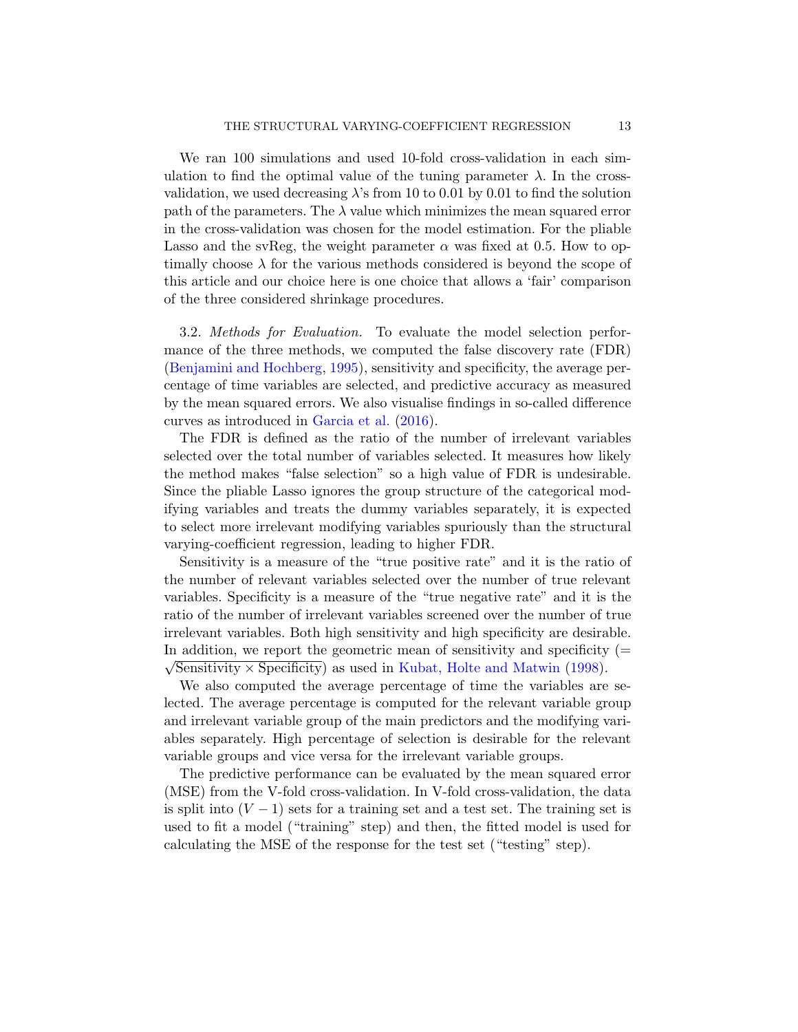We ran 100 simulations and used 10-fold cross-validation in each simulation to find the optimal value of the tuning parameter $\lambda$. In the cross-validation, we used decreasing $\lambda$'s from 10 to 0.01 by 0.01 to find the solution path of the parameters. The $\lambda$ value which minimizes the mean squared error in the cross-validation was chosen for the model estimation. For the pliable Lasso and the svReg, the weight parameter $\alpha$ was fixed at 0.5. How to optimally choose $\lambda$ for the various methods considered is beyond the scope of this article and our choice here is one choice that allows a 'fair' comparison of the three considered shrinkage procedures.

3.2. *Methods for Evaluation.* To evaluate the model selection performance of the three methods, we computed the false discovery rate (FDR) (Benjamini and Hochberg, 1995), sensitivity and specificity, the average percentage of time variables are selected, and predictive accuracy as measured by the mean squared errors. We also visualise findings in so-called difference curves as introduced in Garcia et al. (2016).

The FDR is defined as the ratio of the number of irrelevant variables selected over the total number of variables selected. It measures how likely the method makes "false selection" so a high value of FDR is undesirable. Since the pliable Lasso ignores the group structure of the categorical modifying variables and treats the dummy variables separately, it is expected to select more irrelevant modifying variables spuriously than the structural varying-coefficient regression, leading to higher FDR.

Sensitivity is a measure of the "true positive rate" and it is the ratio of the number of relevant variables selected over the number of true relevant variables. Specificity is a measure of the "true negative rate" and it is the ratio of the number of irrelevant variables screened over the number of true irrelevant variables. Both high sensitivity and high specificity are desirable. In addition, we report the geometric mean of sensitivity and specificity ($= \sqrt{\text{Sensitivity} \times \text{Specificity}}$) as used in Kubat, Holte and Matwin (1998).

We also computed the average percentage of time the variables are selected. The average percentage is computed for the relevant variable group and irrelevant variable group of the main predictors and the modifying variables separately. High percentage of selection is desirable for the relevant variable groups and vice versa for the irrelevant variable groups.

The predictive performance can be evaluated by the mean squared error (MSE) from the V-fold cross-validation. In V-fold cross-validation, the data is split into $(V - 1)$ sets for a training set and a test set. The training set is used to fit a model ("training" step) and then, the fitted model is used for calculating the MSE of the response for the test set ("testing" step).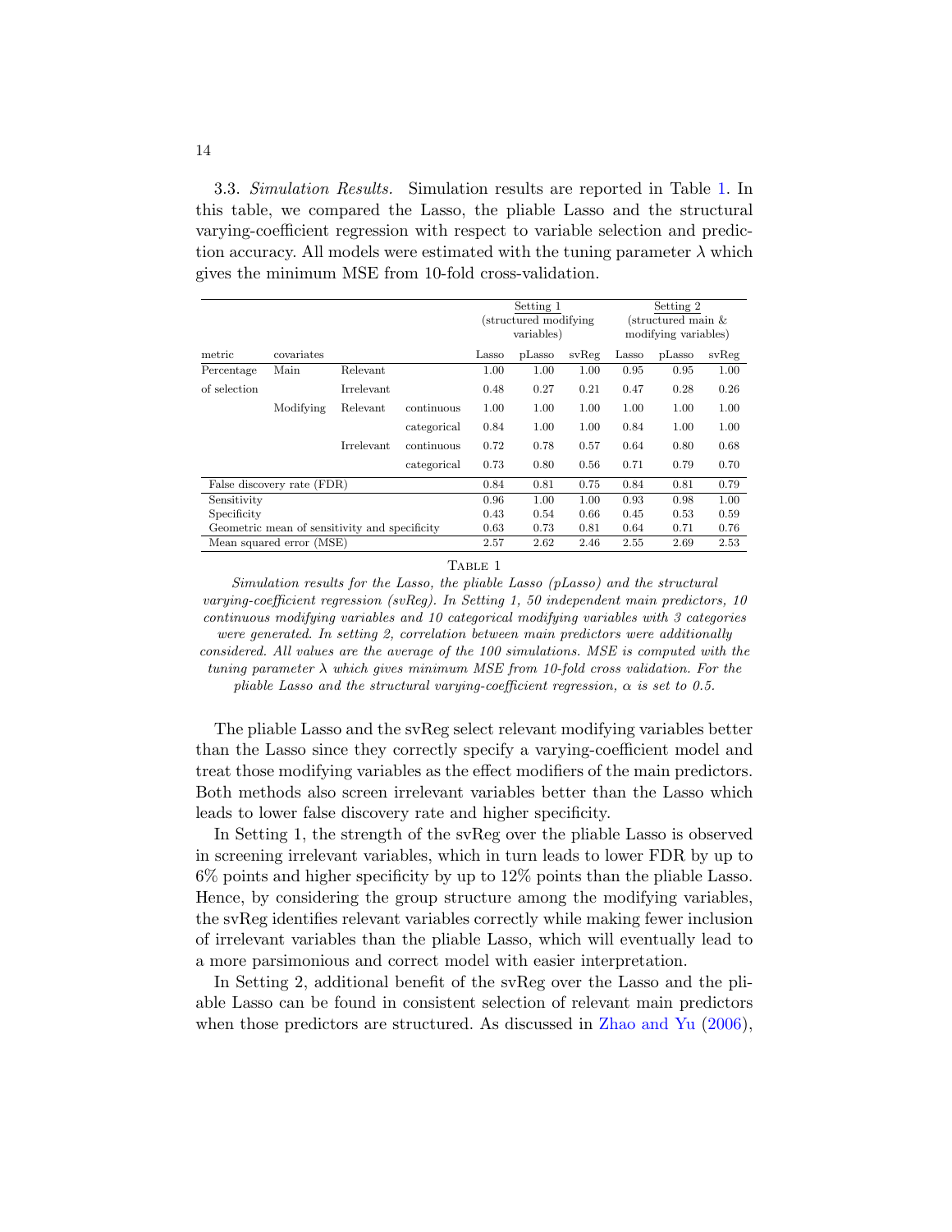3.3. *Simulation Results.* Simulation results are reported in Table 1. In this table, we compared the Lasso, the pliable Lasso and the structural varying-coefficient regression with respect to variable selection and prediction accuracy. All models were estimated with the tuning parameter $\lambda$ which gives the minimum MSE from 10-fold cross-validation.

| | | | | Setting 1 (structured modifying variables) | | | Setting 2 (structured main & modifying variables) | | |
|---|---|---|---|---|---|---|---|---|---|
| metric | covariates | | | Lasso | pLasso | svReg | Lasso | pLasso | svReg |
| Percentage of selection | Main | Relevant | | 1.00 | 1.00 | 1.00 | 0.95 | 0.95 | 1.00 |
| | | Irrelevant | | 0.48 | 0.27 | 0.21 | 0.47 | 0.28 | 0.26 |
| | Modifying | Relevant | continuous | 1.00 | 1.00 | 1.00 | 1.00 | 1.00 | 1.00 |
| | | | categorical | 0.84 | 1.00 | 1.00 | 0.84 | 1.00 | 1.00 |
| | | Irrelevant | continuous | 0.72 | 0.78 | 0.57 | 0.64 | 0.80 | 0.68 |
| | | | categorical | 0.73 | 0.80 | 0.56 | 0.71 | 0.79 | 0.70 |
| False discovery rate (FDR) | | | | 0.84 | 0.81 | 0.75 | 0.84 | 0.81 | 0.79 |
| Sensitivity | | | | 0.96 | 1.00 | 1.00 | 0.93 | 0.98 | 1.00 |
| Specificity | | | | 0.43 | 0.54 | 0.66 | 0.45 | 0.53 | 0.59 |
| Geometric mean of sensitivity and specificity | | | | 0.63 | 0.73 | 0.81 | 0.64 | 0.71 | 0.76 |
| Mean squared error (MSE) | | | | 2.57 | 2.62 | 2.46 | 2.55 | 2.69 | 2.53 |

TABLE 1

*Simulation results for the Lasso, the pliable Lasso (pLasso) and the structural varying-coefficient regression (svReg). In Setting 1, 50 independent main predictors, 10 continuous modifying variables and 10 categorical modifying variables with 3 categories were generated. In setting 2, correlation between main predictors were additionally considered. All values are the average of the 100 simulations. MSE is computed with the tuning parameter $\lambda$ which gives minimum MSE from 10-fold cross validation. For the pliable Lasso and the structural varying-coefficient regression, $\alpha$ is set to 0.5.*

The pliable Lasso and the svReg select relevant modifying variables better than the Lasso since they correctly specify a varying-coefficient model and treat those modifying variables as the effect modifiers of the main predictors. Both methods also screen irrelevant variables better than the Lasso which leads to lower false discovery rate and higher specificity.

In Setting 1, the strength of the svReg over the pliable Lasso is observed in screening irrelevant variables, which in turn leads to lower FDR by up to 6% points and higher specificity by up to 12% points than the pliable Lasso. Hence, by considering the group structure among the modifying variables, the svReg identifies relevant variables correctly while making fewer inclusion of irrelevant variables than the pliable Lasso, which will eventually lead to a more parsimonious and correct model with easier interpretation.

In Setting 2, additional benefit of the svReg over the Lasso and the pliable Lasso can be found in consistent selection of relevant main predictors when those predictors are structured. As discussed in Zhao and Yu (2006),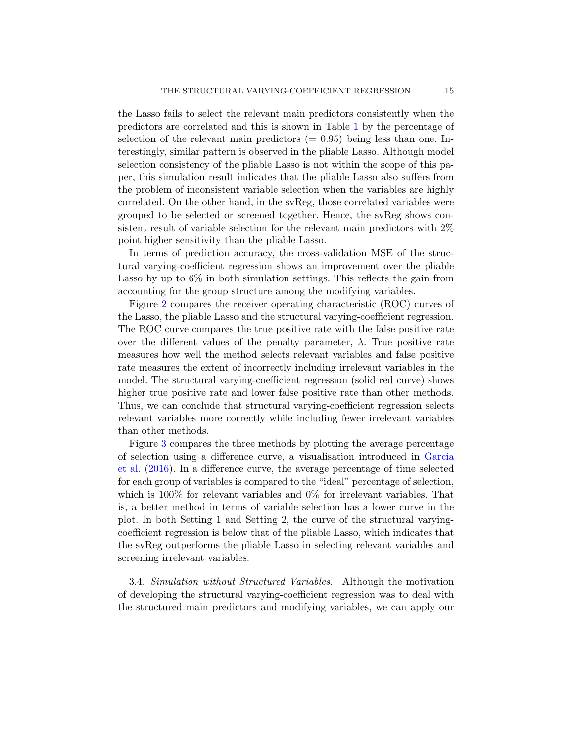the Lasso fails to select the relevant main predictors consistently when the predictors are correlated and this is shown in Table 1 by the percentage of selection of the relevant main predictors ($= 0.95$) being less than one. Interestingly, similar pattern is observed in the pliable Lasso. Although model selection consistency of the pliable Lasso is not within the scope of this paper, this simulation result indicates that the pliable Lasso also suffers from the problem of inconsistent variable selection when the variables are highly correlated. On the other hand, in the svReg, those correlated variables were grouped to be selected or screened together. Hence, the svReg shows consistent result of variable selection for the relevant main predictors with 2% point higher sensitivity than the pliable Lasso.

In terms of prediction accuracy, the cross-validation MSE of the structural varying-coefficient regression shows an improvement over the pliable Lasso by up to 6% in both simulation settings. This reflects the gain from accounting for the group structure among the modifying variables.

Figure 2 compares the receiver operating characteristic (ROC) curves of the Lasso, the pliable Lasso and the structural varying-coefficient regression. The ROC curve compares the true positive rate with the false positive rate over the different values of the penalty parameter, $\lambda$. True positive rate measures how well the method selects relevant variables and false positive rate measures the extent of incorrectly including irrelevant variables in the model. The structural varying-coefficient regression (solid red curve) shows higher true positive rate and lower false positive rate than other methods. Thus, we can conclude that structural varying-coefficient regression selects relevant variables more correctly while including fewer irrelevant variables than other methods.

Figure 3 compares the three methods by plotting the average percentage of selection using a difference curve, a visualisation introduced in Garcia et al. (2016). In a difference curve, the average percentage of time selected for each group of variables is compared to the "ideal" percentage of selection, which is 100% for relevant variables and 0% for irrelevant variables. That is, a better method in terms of variable selection has a lower curve in the plot. In both Setting 1 and Setting 2, the curve of the structural varying-coefficient regression is below that of the pliable Lasso, which indicates that the svReg outperforms the pliable Lasso in selecting relevant variables and screening irrelevant variables.

3.4. *Simulation without Structured Variables.* Although the motivation of developing the structural varying-coefficient regression was to deal with the structured main predictors and modifying variables, we can apply our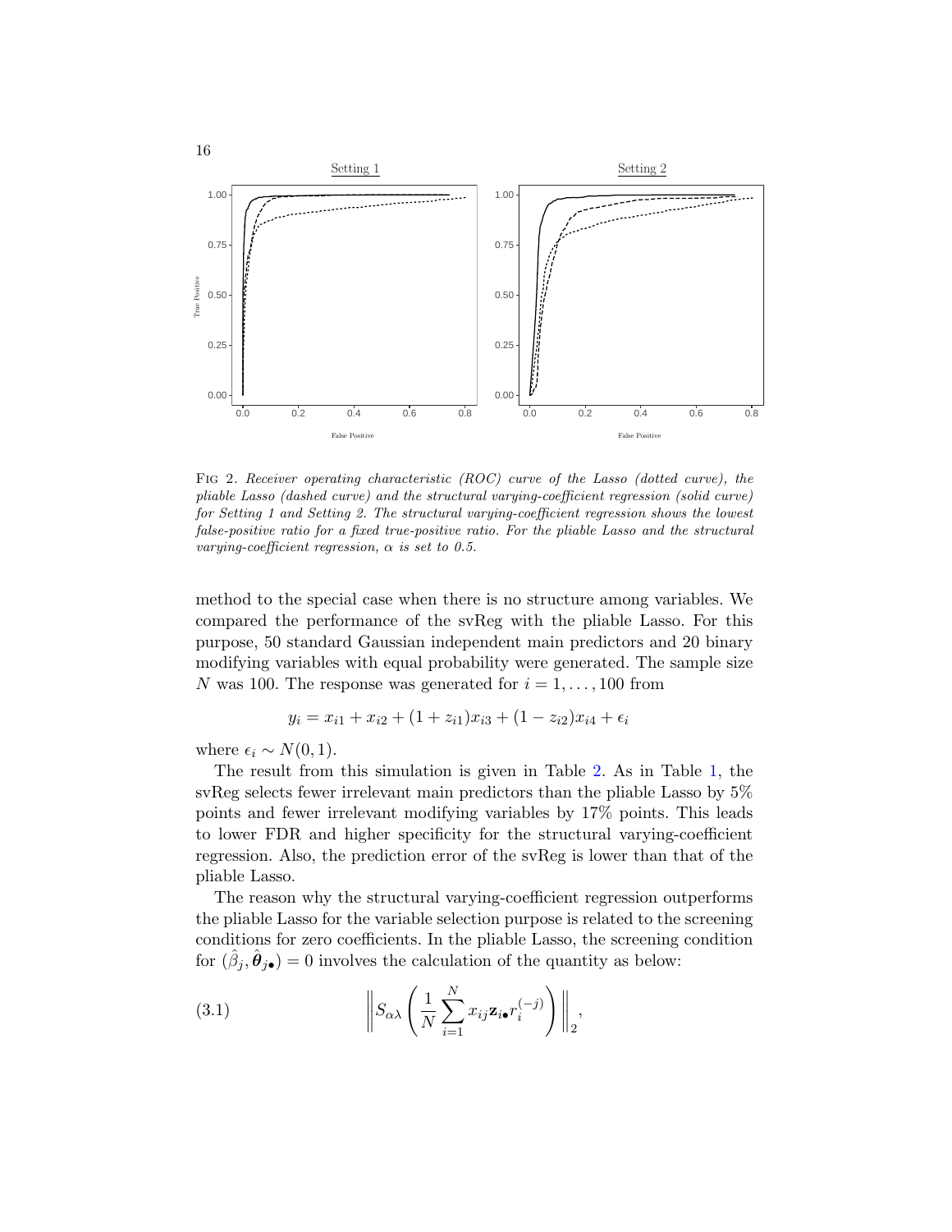Fig 2. *Receiver operating characteristic (ROC) curve of the Lasso (dotted curve), the pliable Lasso (dashed curve) and the structural varying-coefficient regression (solid curve) for Setting 1 and Setting 2. The structural varying-coefficient regression shows the lowest false-positive ratio for a fixed true-positive ratio. For the pliable Lasso and the structural varying-coefficient regression, $\alpha$ is set to 0.5.*

method to the special case when there is no structure among variables. We compared the performance of the svReg with the pliable Lasso. For this purpose, 50 standard Gaussian independent main predictors and 20 binary modifying variables with equal probability were generated. The sample size $N$ was 100. The response was generated for $i = 1, \ldots, 100$ from

$$y_i = x_{i1} + x_{i2} + (1 + z_{i1})x_{i3} + (1 - z_{i2})x_{i4} + \epsilon_i$$

where $\epsilon_i \sim N(0, 1)$.

The result from this simulation is given in Table 2. As in Table 1, the svReg selects fewer irrelevant main predictors than the pliable Lasso by 5% points and fewer irrelevant modifying variables by 17% points. This leads to lower FDR and higher specificity for the structural varying-coefficient regression. Also, the prediction error of the svReg is lower than that of the pliable Lasso.

The reason why the structural varying-coefficient regression outperforms the pliable Lasso for the variable selection purpose is related to the screening conditions for zero coefficients. In the pliable Lasso, the screening condition for $(\hat{\beta}_j, \hat{\boldsymbol{\theta}}_{j\bullet}) = 0$ involves the calculation of the quantity as below:

$$\left\| S_{\alpha\lambda}\left( \frac{1}{N} \sum_{i=1}^{N} x_{ij} \mathbf{z}_{i\bullet} r_i^{(-j)} \right) \right\|_2, \tag{3.1}$$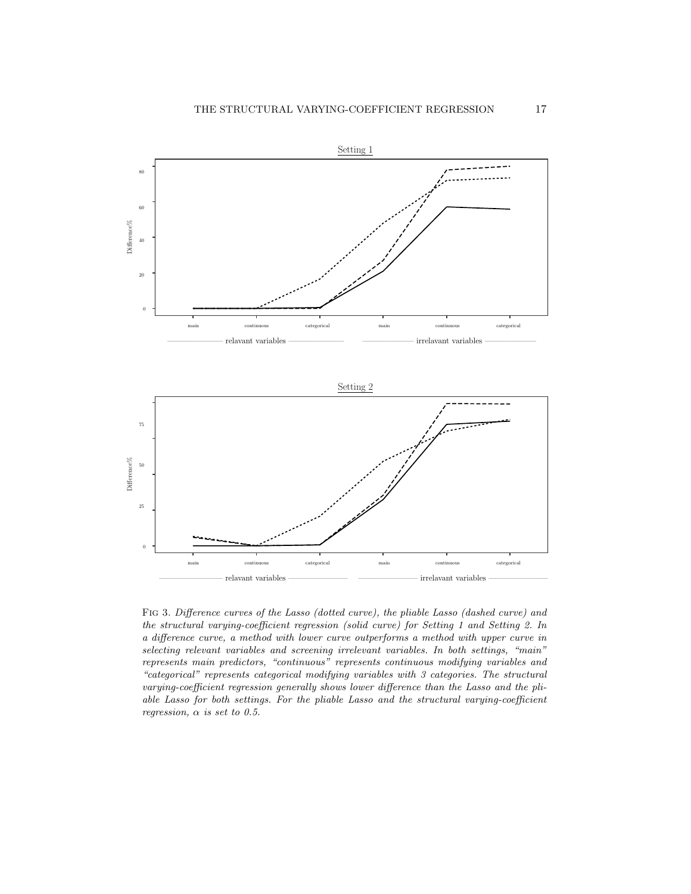Fig 3. *Difference curves of the Lasso (dotted curve), the pliable Lasso (dashed curve) and the structural varying-coefficient regression (solid curve) for Setting 1 and Setting 2. In a difference curve, a method with lower curve outperforms a method with upper curve in selecting relevant variables and screening irrelevant variables. In both settings, "main" represents main predictors, "continuous" represents continuous modifying variables and "categorical" represents categorical modifying variables with 3 categories. The structural varying-coefficient regression generally shows lower difference than the Lasso and the pliable Lasso for both settings. For the pliable Lasso and the structural varying-coefficient regression, $\alpha$ is set to 0.5.*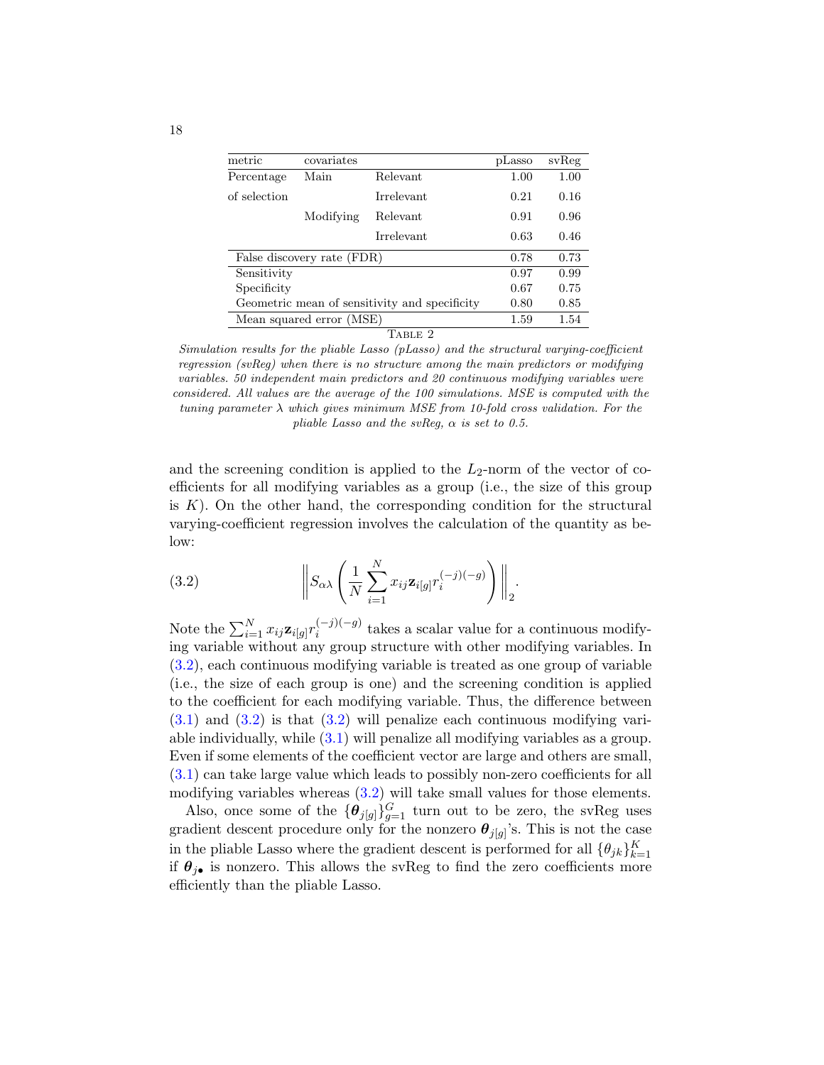| metric | covariates | | pLasso | svReg |
|---|---|---|---|---|
| Percentage of selection | Main | Relevant | 1.00 | 1.00 |
| | | Irrelevant | 0.21 | 0.16 |
| | Modifying | Relevant | 0.91 | 0.96 |
| | | Irrelevant | 0.63 | 0.46 |
| False discovery rate (FDR) | | | 0.78 | 0.73 |
| Sensitivity | | | 0.97 | 0.99 |
| Specificity | | | 0.67 | 0.75 |
| Geometric mean of sensitivity and specificity | | | 0.80 | 0.85 |
| Mean squared error (MSE) | | | 1.59 | 1.54 |

TABLE 2

*Simulation results for the pliable Lasso (pLasso) and the structural varying-coefficient regression (svReg) when there is no structure among the main predictors or modifying variables. 50 independent main predictors and 20 continuous modifying variables were considered. All values are the average of the 100 simulations. MSE is computed with the tuning parameter $\lambda$ which gives minimum MSE from 10-fold cross validation. For the pliable Lasso and the svReg, $\alpha$ is set to 0.5.*

and the screening condition is applied to the $L_2$-norm of the vector of coefficients for all modifying variables as a group (i.e., the size of this group is $K$). On the other hand, the corresponding condition for the structural varying-coefficient regression involves the calculation of the quantity as below:

$$\left\| S_{\alpha\lambda}\left(\frac{1}{N}\sum_{i=1}^{N} x_{ij}\mathbf{z}_{i[g]} r_i^{(-j)(-g)}\right)\right\|_2. \tag{3.2}$$

Note the $\sum_{i=1}^{N} x_{ij}\mathbf{z}_{i[g]} r_i^{(-j)(-g)}$ takes a scalar value for a continuous modifying variable without any group structure with other modifying variables. In (3.2), each continuous modifying variable is treated as one group of variable (i.e., the size of each group is one) and the screening condition is applied to the coefficient for each modifying variable. Thus, the difference between (3.1) and (3.2) is that (3.2) will penalize each continuous modifying variable individually, while (3.1) will penalize all modifying variables as a group. Even if some elements of the coefficient vector are large and others are small, (3.1) can take large value which leads to possibly non-zero coefficients for all modifying variables whereas (3.2) will take small values for those elements.

Also, once some of the $\{\boldsymbol{\theta}_{j[g]}\}_{g=1}^{G}$ turn out to be zero, the svReg uses gradient descent procedure only for the nonzero $\boldsymbol{\theta}_{j[g]}$'s. This is not the case in the pliable Lasso where the gradient descent is performed for all $\{\theta_{jk}\}_{k=1}^{K}$ if $\boldsymbol{\theta}_{j\bullet}$ is nonzero. This allows the svReg to find the zero coefficients more efficiently than the pliable Lasso.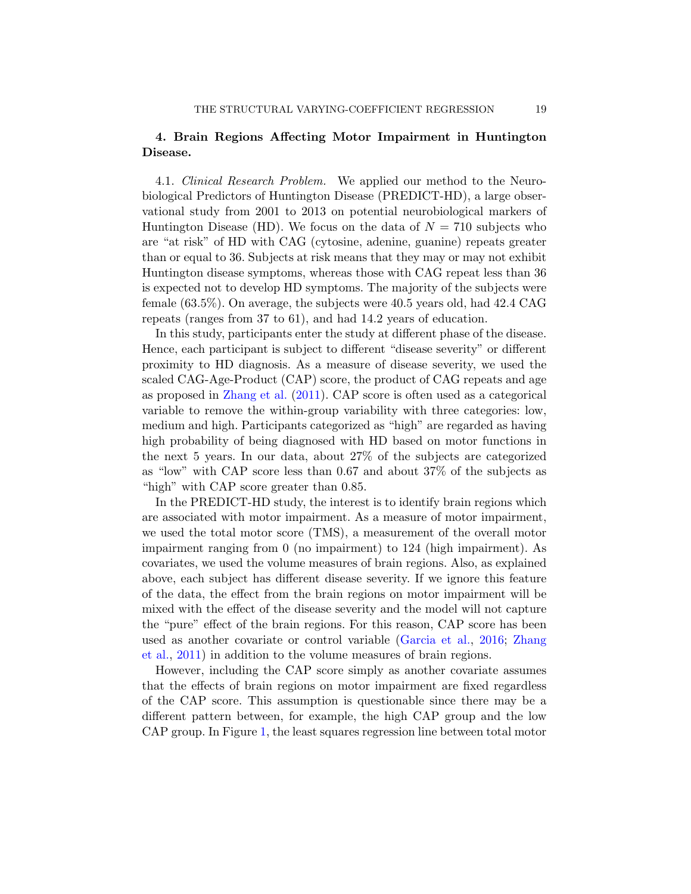## 4. Brain Regions Affecting Motor Impairment in Huntington Disease.

4.1. *Clinical Research Problem.* We applied our method to the Neurobiological Predictors of Huntington Disease (PREDICT-HD), a large observational study from 2001 to 2013 on potential neurobiological markers of Huntington Disease (HD). We focus on the data of $N = 710$ subjects who are "at risk" of HD with CAG (cytosine, adenine, guanine) repeats greater than or equal to 36. Subjects at risk means that they may or may not exhibit Huntington disease symptoms, whereas those with CAG repeat less than 36 is expected not to develop HD symptoms. The majority of the subjects were female (63.5%). On average, the subjects were 40.5 years old, had 42.4 CAG repeats (ranges from 37 to 61), and had 14.2 years of education.

In this study, participants enter the study at different phase of the disease. Hence, each participant is subject to different "disease severity" or different proximity to HD diagnosis. As a measure of disease severity, we used the scaled CAG-Age-Product (CAP) score, the product of CAG repeats and age as proposed in Zhang et al. (2011). CAP score is often used as a categorical variable to remove the within-group variability with three categories: low, medium and high. Participants categorized as "high" are regarded as having high probability of being diagnosed with HD based on motor functions in the next 5 years. In our data, about 27% of the subjects are categorized as "low" with CAP score less than 0.67 and about 37% of the subjects as "high" with CAP score greater than 0.85.

In the PREDICT-HD study, the interest is to identify brain regions which are associated with motor impairment. As a measure of motor impairment, we used the total motor score (TMS), a measurement of the overall motor impairment ranging from 0 (no impairment) to 124 (high impairment). As covariates, we used the volume measures of brain regions. Also, as explained above, each subject has different disease severity. If we ignore this feature of the data, the effect from the brain regions on motor impairment will be mixed with the effect of the disease severity and the model will not capture the "pure" effect of the brain regions. For this reason, CAP score has been used as another covariate or control variable (Garcia et al., 2016; Zhang et al., 2011) in addition to the volume measures of brain regions.

However, including the CAP score simply as another covariate assumes that the effects of brain regions on motor impairment are fixed regardless of the CAP score. This assumption is questionable since there may be a different pattern between, for example, the high CAP group and the low CAP group. In Figure 1, the least squares regression line between total motor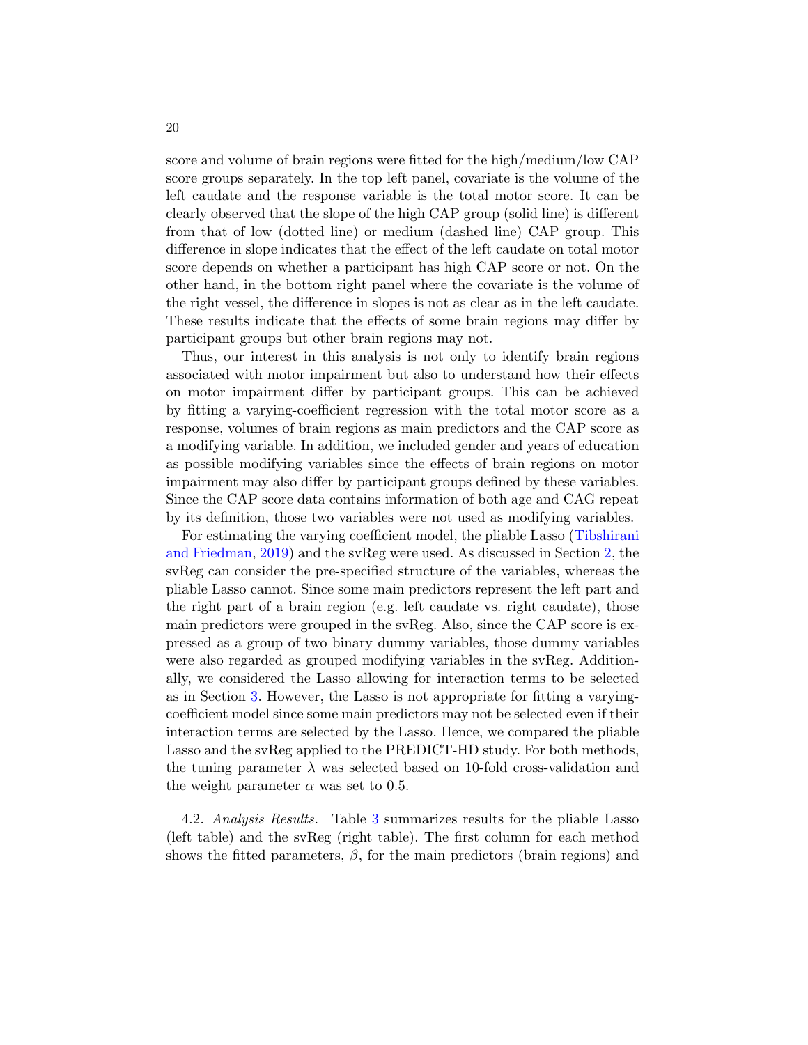score and volume of brain regions were fitted for the high/medium/low CAP score groups separately. In the top left panel, covariate is the volume of the left caudate and the response variable is the total motor score. It can be clearly observed that the slope of the high CAP group (solid line) is different from that of low (dotted line) or medium (dashed line) CAP group. This difference in slope indicates that the effect of the left caudate on total motor score depends on whether a participant has high CAP score or not. On the other hand, in the bottom right panel where the covariate is the volume of the right vessel, the difference in slopes is not as clear as in the left caudate. These results indicate that the effects of some brain regions may differ by participant groups but other brain regions may not.

Thus, our interest in this analysis is not only to identify brain regions associated with motor impairment but also to understand how their effects on motor impairment differ by participant groups. This can be achieved by fitting a varying-coefficient regression with the total motor score as a response, volumes of brain regions as main predictors and the CAP score as a modifying variable. In addition, we included gender and years of education as possible modifying variables since the effects of brain regions on motor impairment may also differ by participant groups defined by these variables. Since the CAP score data contains information of both age and CAG repeat by its definition, those two variables were not used as modifying variables.

For estimating the varying coefficient model, the pliable Lasso (Tibshirani and Friedman, 2019) and the svReg were used. As discussed in Section 2, the svReg can consider the pre-specified structure of the variables, whereas the pliable Lasso cannot. Since some main predictors represent the left part and the right part of a brain region (e.g. left caudate vs. right caudate), those main predictors were grouped in the svReg. Also, since the CAP score is expressed as a group of two binary dummy variables, those dummy variables were also regarded as grouped modifying variables in the svReg. Additionally, we considered the Lasso allowing for interaction terms to be selected as in Section 3. However, the Lasso is not appropriate for fitting a varying-coefficient model since some main predictors may not be selected even if their interaction terms are selected by the Lasso. Hence, we compared the pliable Lasso and the svReg applied to the PREDICT-HD study. For both methods, the tuning parameter $\lambda$ was selected based on 10-fold cross-validation and the weight parameter $\alpha$ was set to 0.5.

4.2. *Analysis Results.* Table 3 summarizes results for the pliable Lasso (left table) and the svReg (right table). The first column for each method shows the fitted parameters, $\beta$, for the main predictors (brain regions) and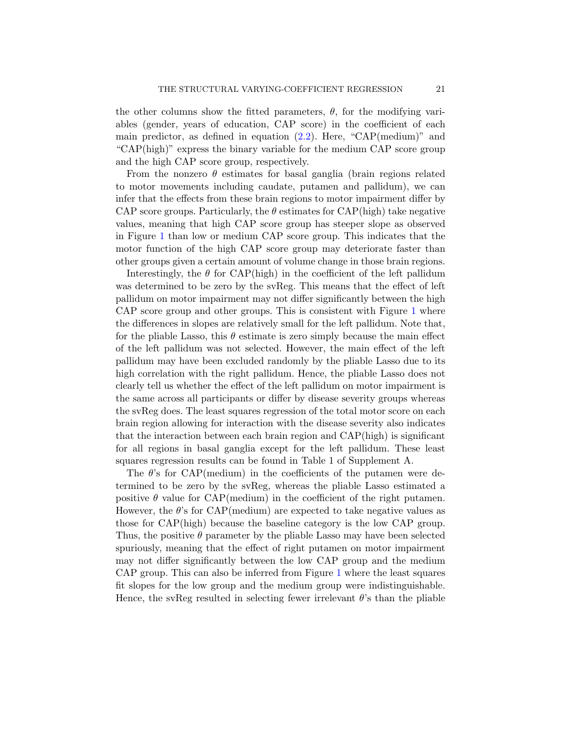the other columns show the fitted parameters, $\theta$, for the modifying variables (gender, years of education, CAP score) in the coefficient of each main predictor, as defined in equation (2.2). Here, "CAP(medium)" and "CAP(high)" express the binary variable for the medium CAP score group and the high CAP score group, respectively.

From the nonzero $\theta$ estimates for basal ganglia (brain regions related to motor movements including caudate, putamen and pallidum), we can infer that the effects from these brain regions to motor impairment differ by CAP score groups. Particularly, the $\theta$ estimates for CAP(high) take negative values, meaning that high CAP score group has steeper slope as observed in Figure 1 than low or medium CAP score group. This indicates that the motor function of the high CAP score group may deteriorate faster than other groups given a certain amount of volume change in those brain regions.

Interestingly, the $\theta$ for CAP(high) in the coefficient of the left pallidum was determined to be zero by the svReg. This means that the effect of left pallidum on motor impairment may not differ significantly between the high CAP score group and other groups. This is consistent with Figure 1 where the differences in slopes are relatively small for the left pallidum. Note that, for the pliable Lasso, this $\theta$ estimate is zero simply because the main effect of the left pallidum was not selected. However, the main effect of the left pallidum may have been excluded randomly by the pliable Lasso due to its high correlation with the right pallidum. Hence, the pliable Lasso does not clearly tell us whether the effect of the left pallidum on motor impairment is the same across all participants or differ by disease severity groups whereas the svReg does. The least squares regression of the total motor score on each brain region allowing for interaction with the disease severity also indicates that the interaction between each brain region and CAP(high) is significant for all regions in basal ganglia except for the left pallidum. These least squares regression results can be found in Table 1 of Supplement A.

The $\theta$'s for CAP(medium) in the coefficients of the putamen were determined to be zero by the svReg, whereas the pliable Lasso estimated a positive $\theta$ value for CAP(medium) in the coefficient of the right putamen. However, the $\theta$'s for CAP(medium) are expected to take negative values as those for CAP(high) because the baseline category is the low CAP group. Thus, the positive $\theta$ parameter by the pliable Lasso may have been selected spuriously, meaning that the effect of right putamen on motor impairment may not differ significantly between the low CAP group and the medium CAP group. This can also be inferred from Figure 1 where the least squares fit slopes for the low group and the medium group were indistinguishable. Hence, the svReg resulted in selecting fewer irrelevant $\theta$'s than the pliable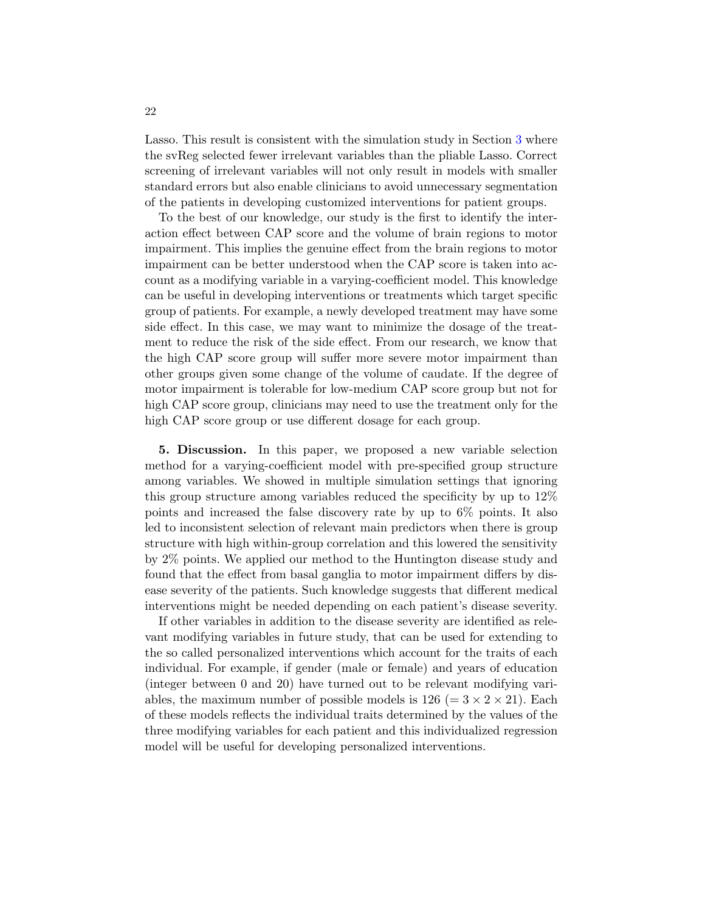Lasso. This result is consistent with the simulation study in Section 3 where the svReg selected fewer irrelevant variables than the pliable Lasso. Correct screening of irrelevant variables will not only result in models with smaller standard errors but also enable clinicians to avoid unnecessary segmentation of the patients in developing customized interventions for patient groups.

To the best of our knowledge, our study is the first to identify the interaction effect between CAP score and the volume of brain regions to motor impairment. This implies the genuine effect from the brain regions to motor impairment can be better understood when the CAP score is taken into account as a modifying variable in a varying-coefficient model. This knowledge can be useful in developing interventions or treatments which target specific group of patients. For example, a newly developed treatment may have some side effect. In this case, we may want to minimize the dosage of the treatment to reduce the risk of the side effect. From our research, we know that the high CAP score group will suffer more severe motor impairment than other groups given some change of the volume of caudate. If the degree of motor impairment is tolerable for low-medium CAP score group but not for high CAP score group, clinicians may need to use the treatment only for the high CAP score group or use different dosage for each group.

**5. Discussion.** In this paper, we proposed a new variable selection method for a varying-coefficient model with pre-specified group structure among variables. We showed in multiple simulation settings that ignoring this group structure among variables reduced the specificity by up to 12% points and increased the false discovery rate by up to 6% points. It also led to inconsistent selection of relevant main predictors when there is group structure with high within-group correlation and this lowered the sensitivity by 2% points. We applied our method to the Huntington disease study and found that the effect from basal ganglia to motor impairment differs by disease severity of the patients. Such knowledge suggests that different medical interventions might be needed depending on each patient's disease severity.

If other variables in addition to the disease severity are identified as relevant modifying variables in future study, that can be used for extending to the so called personalized interventions which account for the traits of each individual. For example, if gender (male or female) and years of education (integer between 0 and 20) have turned out to be relevant modifying variables, the maximum number of possible models is 126 ($= 3 \times 2 \times 21$). Each of these models reflects the individual traits determined by the values of the three modifying variables for each patient and this individualized regression model will be useful for developing personalized interventions.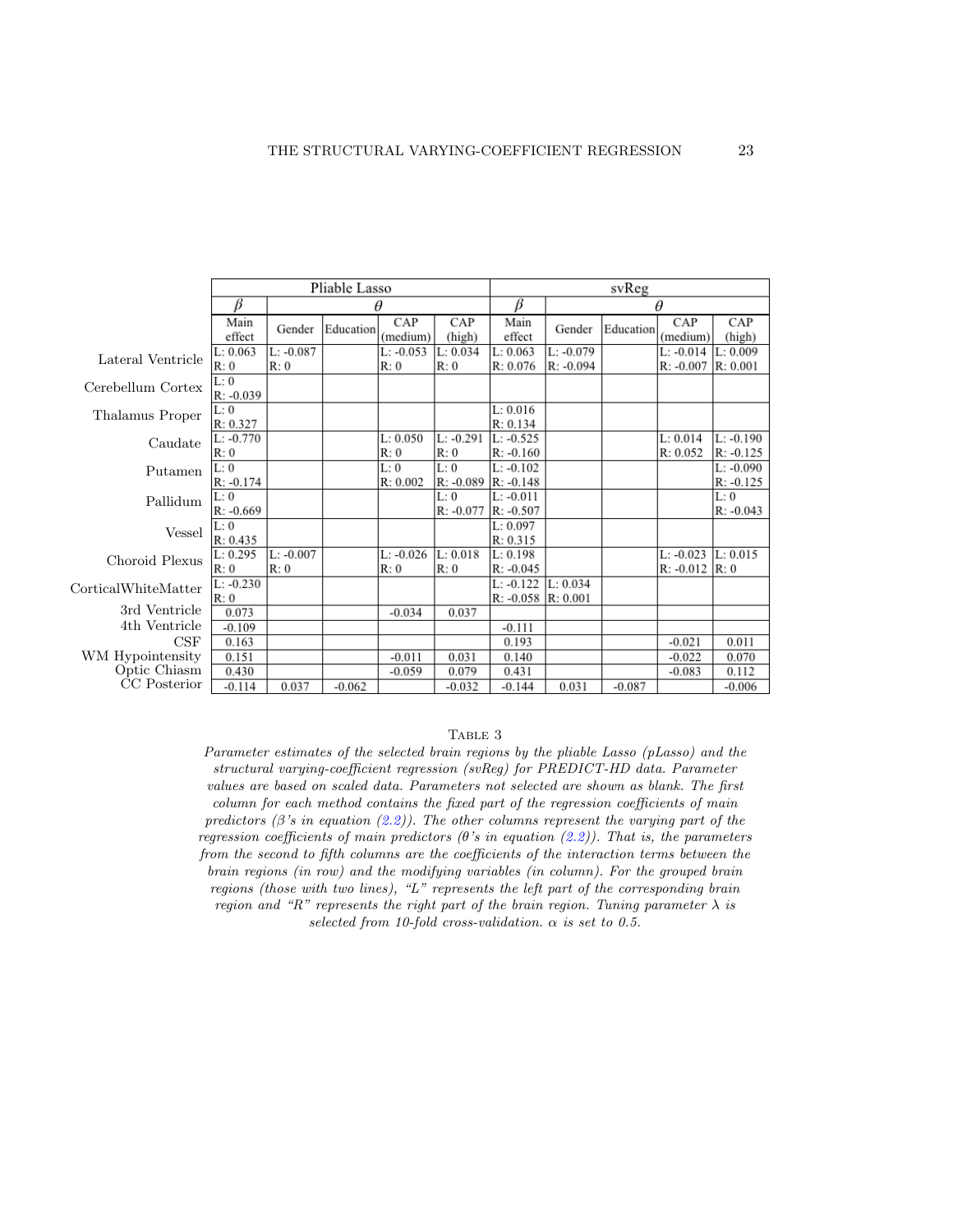| | Pliable Lasso | | | | | svReg | | | | |
|---|---|---|---|---|---|---|---|---|---|---|
| | $\beta$ | $\theta$ | | | | $\beta$ | $\theta$ | | | |
| | Main effect | Gender | Education | CAP (medium) | CAP (high) | Main effect | Gender | Education | CAP (medium) | CAP (high) |
| Lateral Ventricle | L: 0.063<br>R: 0 | L: -0.087<br>R: 0 | | L: -0.053<br>R: 0 | L: 0.034<br>R: 0 | L: 0.063<br>R: 0.076 | L: -0.079<br>R: -0.094 | | L: -0.014<br>R: -0.007 | L: 0.009<br>R: 0.001 |
| Cerebellum Cortex | L: 0<br>R: -0.039 | | | | | | | | | |
| Thalamus Proper | L: 0<br>R: 0.327 | | | | | L: 0.016<br>R: 0.134 | | | | |
| Caudate | L: -0.770<br>R: 0 | | | L: 0.050<br>R: 0 | L: -0.291<br>R: 0 | L: -0.525<br>R: -0.160 | | | L: 0.014<br>R: 0.052 | L: -0.190<br>R: -0.125 |
| Putamen | L: 0<br>R: -0.174 | | | L: 0<br>R: 0.002 | L: 0<br>R: -0.089 | L: -0.102<br>R: -0.148 | | | | L: -0.090<br>R: -0.125 |
| Pallidum | L: 0<br>R: -0.669 | | | | L: 0<br>R: -0.077 | L: -0.011<br>R: -0.507 | | | | L: 0<br>R: -0.043 |
| Vessel | L: 0<br>R: 0.435 | | | | | L: 0.097<br>R: 0.315 | | | | |
| Choroid Plexus | L: 0.295<br>R: 0 | L: -0.007<br>R: 0 | | L: -0.026<br>R: 0 | L: 0.018<br>R: 0 | L: 0.198<br>R: -0.045 | | | L: -0.023<br>R: -0.012 | L: 0.015<br>R: 0 |
| CorticalWhiteMatter | L: -0.230<br>R: 0 | | | | | L: -0.122<br>R: -0.058 | L: 0.034<br>R: 0.001 | | | |
| 3rd Ventricle | 0.073 | | | -0.034 | 0.037 | | | | | |
| 4th Ventricle | -0.109 | | | | | -0.111 | | | | |
| CSF | 0.163 | | | | | 0.193 | | | -0.021 | 0.011 |
| WM Hypointensity | 0.151 | | | -0.011 | 0.031 | 0.140 | | | -0.022 | 0.070 |
| Optic Chiasm | 0.430 | | | -0.059 | 0.079 | 0.431 | | | -0.083 | 0.112 |
| CC Posterior | -0.114 | 0.037 | -0.062 | | -0.032 | -0.144 | 0.031 | -0.087 | | -0.006 |

TABLE 3

*Parameter estimates of the selected brain regions by the pliable Lasso (pLasso) and the structural varying-coefficient regression (svReg) for PREDICT-HD data. Parameter values are based on scaled data. Parameters not selected are shown as blank. The first column for each method contains the fixed part of the regression coefficients of main predictors ($\beta$'s in equation (2.2)). The other columns represent the varying part of the regression coefficients of main predictors ($\theta$'s in equation (2.2)). That is, the parameters from the second to fifth columns are the coefficients of the interaction terms between the brain regions (in row) and the modifying variables (in column). For the grouped brain regions (those with two lines), "L" represents the left part of the corresponding brain region and "R" represents the right part of the brain region. Tuning parameter $\lambda$ is selected from 10-fold cross-validation. $\alpha$ is set to 0.5.*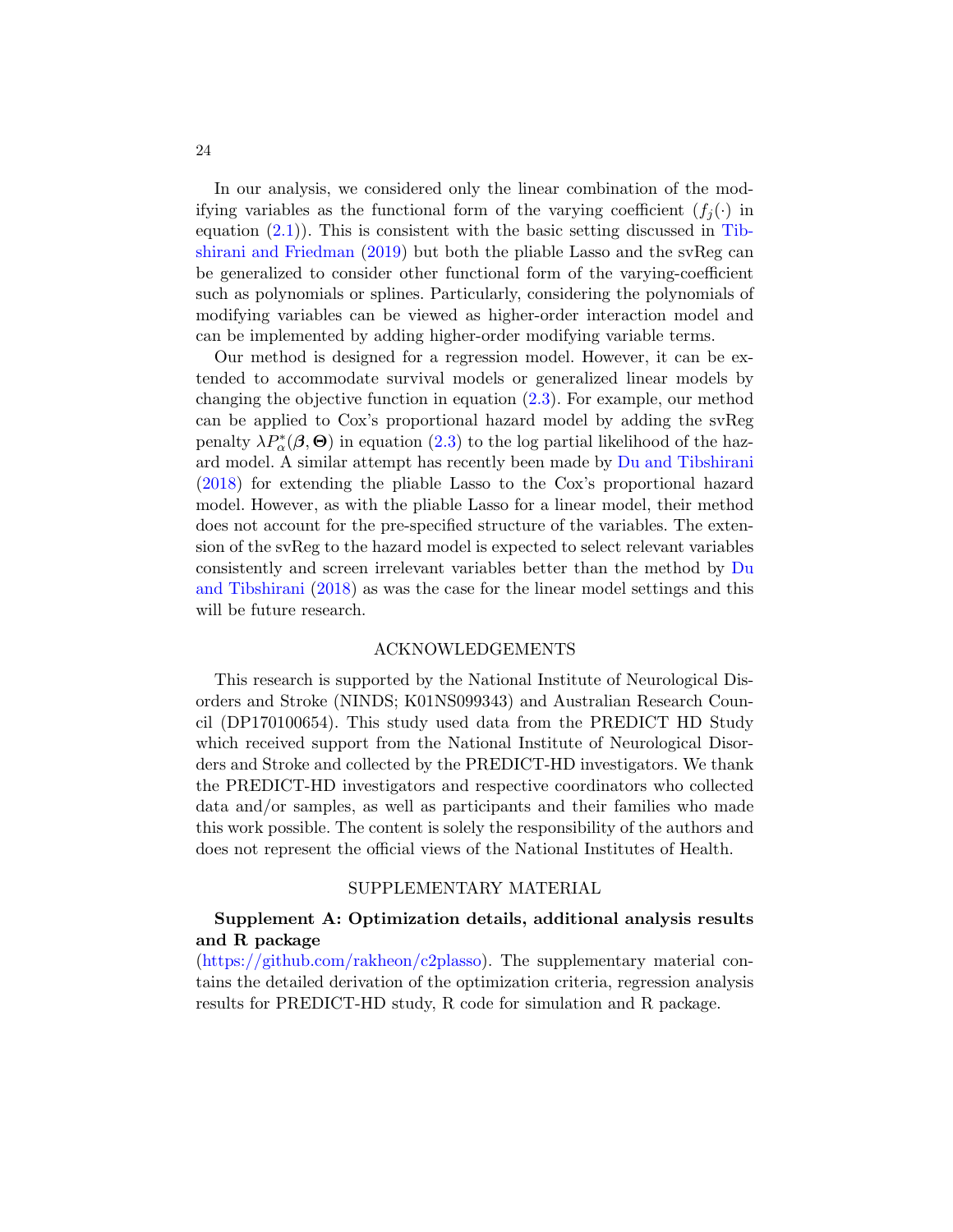In our analysis, we considered only the linear combination of the modifying variables as the functional form of the varying coefficient ($f_j(\cdot)$ in equation (2.1)). This is consistent with the basic setting discussed in Tibshirani and Friedman (2019) but both the pliable Lasso and the svReg can be generalized to consider other functional form of the varying-coefficient such as polynomials or splines. Particularly, considering the polynomials of modifying variables can be viewed as higher-order interaction model and can be implemented by adding higher-order modifying variable terms.

Our method is designed for a regression model. However, it can be extended to accommodate survival models or generalized linear models by changing the objective function in equation (2.3). For example, our method can be applied to Cox's proportional hazard model by adding the svReg penalty $\lambda P^*_\alpha(\boldsymbol{\beta}, \boldsymbol{\Theta})$ in equation (2.3) to the log partial likelihood of the hazard model. A similar attempt has recently been made by Du and Tibshirani (2018) for extending the pliable Lasso to the Cox's proportional hazard model. However, as with the pliable Lasso for a linear model, their method does not account for the pre-specified structure of the variables. The extension of the svReg to the hazard model is expected to select relevant variables consistently and screen irrelevant variables better than the method by Du and Tibshirani (2018) as was the case for the linear model settings and this will be future research.

## ACKNOWLEDGEMENTS

This research is supported by the National Institute of Neurological Disorders and Stroke (NINDS; K01NS099343) and Australian Research Council (DP170100654). This study used data from the PREDICT HD Study which received support from the National Institute of Neurological Disorders and Stroke and collected by the PREDICT-HD investigators. We thank the PREDICT-HD investigators and respective coordinators who collected data and/or samples, as well as participants and their families who made this work possible. The content is solely the responsibility of the authors and does not represent the official views of the National Institutes of Health.

## SUPPLEMENTARY MATERIAL

**Supplement A: Optimization details, additional analysis results and R package**
(https://github.com/rakheon/c2plasso). The supplementary material contains the detailed derivation of the optimization criteria, regression analysis results for PREDICT-HD study, R code for simulation and R package.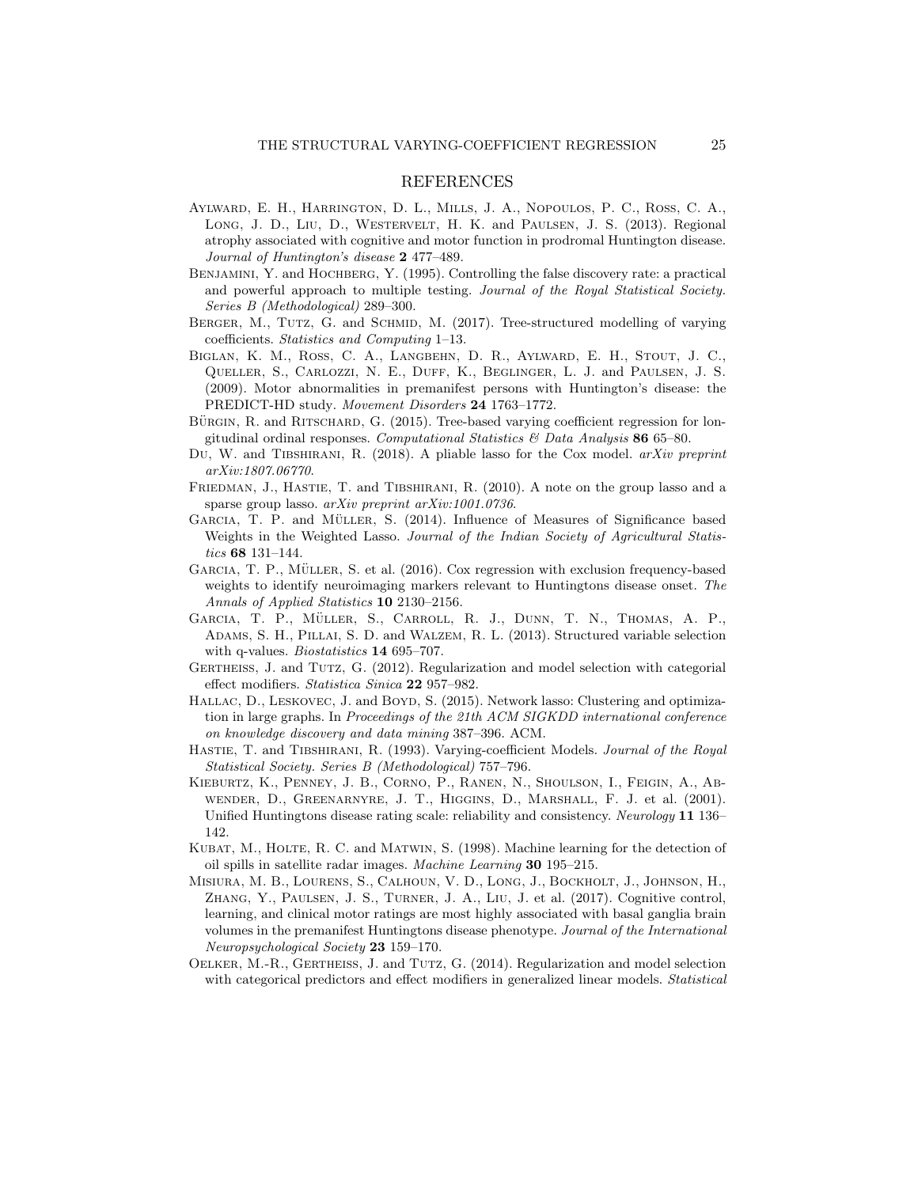## REFERENCES

Aylward, E. H., Harrington, D. L., Mills, J. A., Nopoulos, P. C., Ross, C. A., Long, J. D., Liu, D., Westervelt, H. K. and Paulsen, J. S. (2013). Regional atrophy associated with cognitive and motor function in prodromal Huntington disease. *Journal of Huntington's disease* **2** 477–489.

Benjamini, Y. and Hochberg, Y. (1995). Controlling the false discovery rate: a practical and powerful approach to multiple testing. *Journal of the Royal Statistical Society. Series B (Methodological)* 289–300.

Berger, M., Tutz, G. and Schmid, M. (2017). Tree-structured modelling of varying coefficients. *Statistics and Computing* 1–13.

Biglan, K. M., Ross, C. A., Langbehn, D. R., Aylward, E. H., Stout, J. C., Queller, S., Carlozzi, N. E., Duff, K., Beglinger, L. J. and Paulsen, J. S. (2009). Motor abnormalities in premanifest persons with Huntington's disease: the PREDICT-HD study. *Movement Disorders* **24** 1763–1772.

Bürgin, R. and Ritschard, G. (2015). Tree-based varying coefficient regression for longitudinal ordinal responses. *Computational Statistics & Data Analysis* **86** 65–80.

Du, W. and Tibshirani, R. (2018). A pliable lasso for the Cox model. *arXiv preprint arXiv:1807.06770*.

Friedman, J., Hastie, T. and Tibshirani, R. (2010). A note on the group lasso and a sparse group lasso. *arXiv preprint arXiv:1001.0736*.

Garcia, T. P. and Müller, S. (2014). Influence of Measures of Significance based Weights in the Weighted Lasso. *Journal of the Indian Society of Agricultural Statistics* **68** 131–144.

Garcia, T. P., Müller, S. et al. (2016). Cox regression with exclusion frequency-based weights to identify neuroimaging markers relevant to Huntingtons disease onset. *The Annals of Applied Statistics* **10** 2130–2156.

Garcia, T. P., Müller, S., Carroll, R. J., Dunn, T. N., Thomas, A. P., Adams, S. H., Pillai, S. D. and Walzem, R. L. (2013). Structured variable selection with q-values. *Biostatistics* **14** 695–707.

Gertheiss, J. and Tutz, G. (2012). Regularization and model selection with categorial effect modifiers. *Statistica Sinica* **22** 957–982.

Hallac, D., Leskovec, J. and Boyd, S. (2015). Network lasso: Clustering and optimization in large graphs. In *Proceedings of the 21th ACM SIGKDD international conference on knowledge discovery and data mining* 387–396. ACM.

Hastie, T. and Tibshirani, R. (1993). Varying-coefficient Models. *Journal of the Royal Statistical Society. Series B (Methodological)* 757–796.

Kieburtz, K., Penney, J. B., Corno, P., Ranen, N., Shoulson, I., Feigin, A., Abwender, D., Greenarnyre, J. T., Higgins, D., Marshall, F. J. et al. (2001). Unified Huntingtons disease rating scale: reliability and consistency. *Neurology* **11** 136–142.

Kubat, M., Holte, R. C. and Matwin, S. (1998). Machine learning for the detection of oil spills in satellite radar images. *Machine Learning* **30** 195–215.

Misiura, M. B., Lourens, S., Calhoun, V. D., Long, J., Bockholt, J., Johnson, H., Zhang, Y., Paulsen, J. S., Turner, J. A., Liu, J. et al. (2017). Cognitive control, learning, and clinical motor ratings are most highly associated with basal ganglia brain volumes in the premanifest Huntingtons disease phenotype. *Journal of the International Neuropsychological Society* **23** 159–170.

Oelker, M.-R., Gertheiss, J. and Tutz, G. (2014). Regularization and model selection with categorical predictors and effect modifiers in generalized linear models. *Statistical*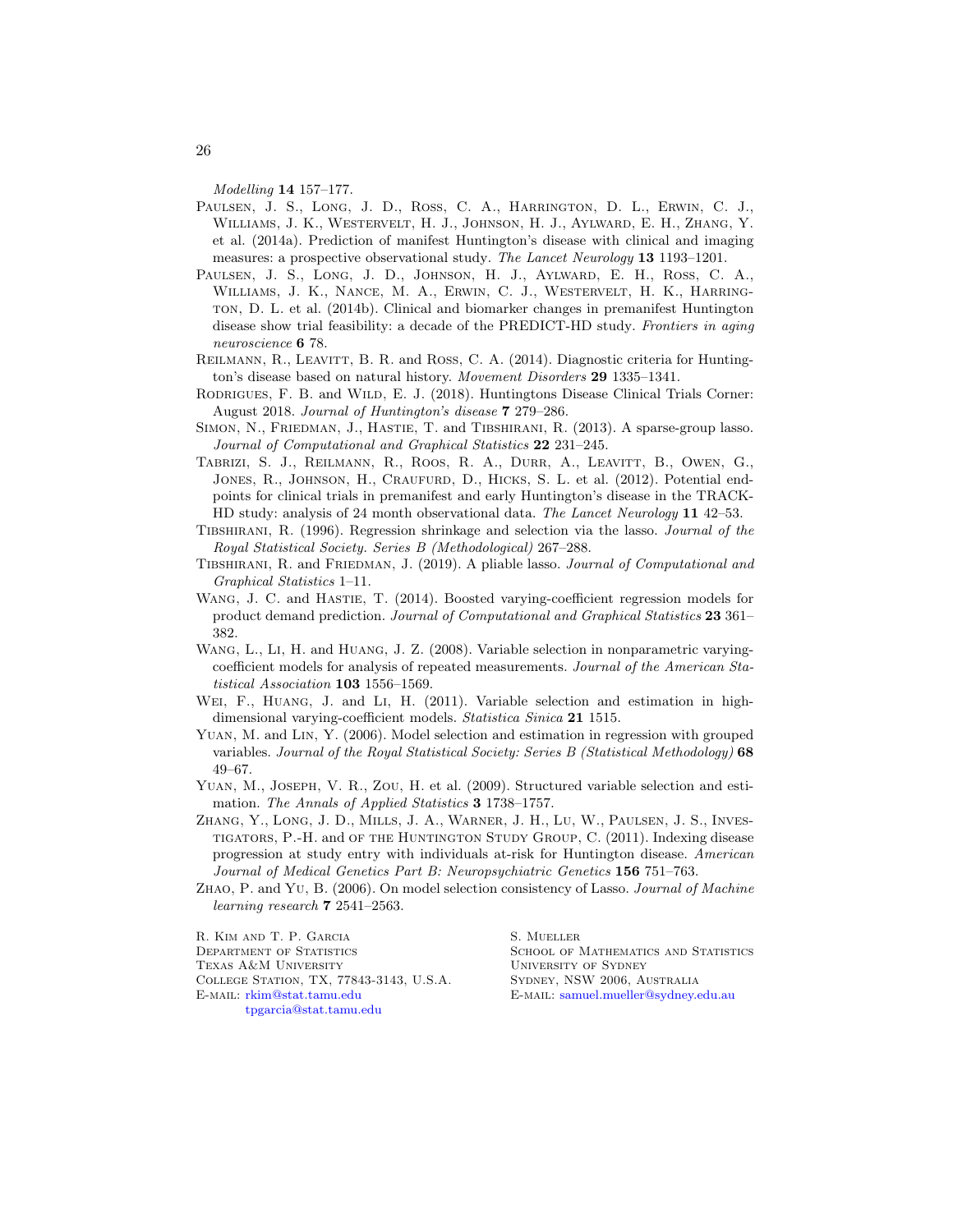*Modelling* **14** 157–177.

Paulsen, J. S., Long, J. D., Ross, C. A., Harrington, D. L., Erwin, C. J., Williams, J. K., Westervelt, H. J., Johnson, H. J., Aylward, E. H., Zhang, Y. et al. (2014a). Prediction of manifest Huntington's disease with clinical and imaging measures: a prospective observational study. *The Lancet Neurology* **13** 1193–1201.

Paulsen, J. S., Long, J. D., Johnson, H. J., Aylward, E. H., Ross, C. A., Williams, J. K., Nance, M. A., Erwin, C. J., Westervelt, H. K., Harrington, D. L. et al. (2014b). Clinical and biomarker changes in premanifest Huntington disease show trial feasibility: a decade of the PREDICT-HD study. *Frontiers in aging neuroscience* **6** 78.

Reilmann, R., Leavitt, B. R. and Ross, C. A. (2014). Diagnostic criteria for Huntington's disease based on natural history. *Movement Disorders* **29** 1335–1341.

Rodrigues, F. B. and Wild, E. J. (2018). Huntingtons Disease Clinical Trials Corner: August 2018. *Journal of Huntington's disease* **7** 279–286.

Simon, N., Friedman, J., Hastie, T. and Tibshirani, R. (2013). A sparse-group lasso. *Journal of Computational and Graphical Statistics* **22** 231–245.

Tabrizi, S. J., Reilmann, R., Roos, R. A., Durr, A., Leavitt, B., Owen, G., Jones, R., Johnson, H., Craufurd, D., Hicks, S. L. et al. (2012). Potential endpoints for clinical trials in premanifest and early Huntington's disease in the TRACK-HD study: analysis of 24 month observational data. *The Lancet Neurology* **11** 42–53.

Tibshirani, R. (1996). Regression shrinkage and selection via the lasso. *Journal of the Royal Statistical Society. Series B (Methodological)* 267–288.

Tibshirani, R. and Friedman, J. (2019). A pliable lasso. *Journal of Computational and Graphical Statistics* 1–11.

Wang, J. C. and Hastie, T. (2014). Boosted varying-coefficient regression models for product demand prediction. *Journal of Computational and Graphical Statistics* **23** 361–382.

Wang, L., Li, H. and Huang, J. Z. (2008). Variable selection in nonparametric varying-coefficient models for analysis of repeated measurements. *Journal of the American Statistical Association* **103** 1556–1569.

Wei, F., Huang, J. and Li, H. (2011). Variable selection and estimation in high-dimensional varying-coefficient models. *Statistica Sinica* **21** 1515.

Yuan, M. and Lin, Y. (2006). Model selection and estimation in regression with grouped variables. *Journal of the Royal Statistical Society: Series B (Statistical Methodology)* **68** 49–67.

Yuan, M., Joseph, V. R., Zou, H. et al. (2009). Structured variable selection and estimation. *The Annals of Applied Statistics* **3** 1738–1757.

Zhang, Y., Long, J. D., Mills, J. A., Warner, J. H., Lu, W., Paulsen, J. S., Investigators, P.-H. and of the Huntington Study Group, C. (2011). Indexing disease progression at study entry with individuals at-risk for Huntington disease. *American Journal of Medical Genetics Part B: Neuropsychiatric Genetics* **156** 751–763.

Zhao, P. and Yu, B. (2006). On model selection consistency of Lasso. *Journal of Machine learning research* **7** 2541–2563.

R. Kim and T. P. Garcia
Department of Statistics
Texas A&M University
College Station, TX, 77843-3143, U.S.A.
E-mail: rkim@stat.tamu.edu
tpgarcia@stat.tamu.edu

S. Mueller
School of Mathematics and Statistics
University of Sydney
Sydney, NSW 2006, Australia
E-mail: samuel.mueller@sydney.edu.au